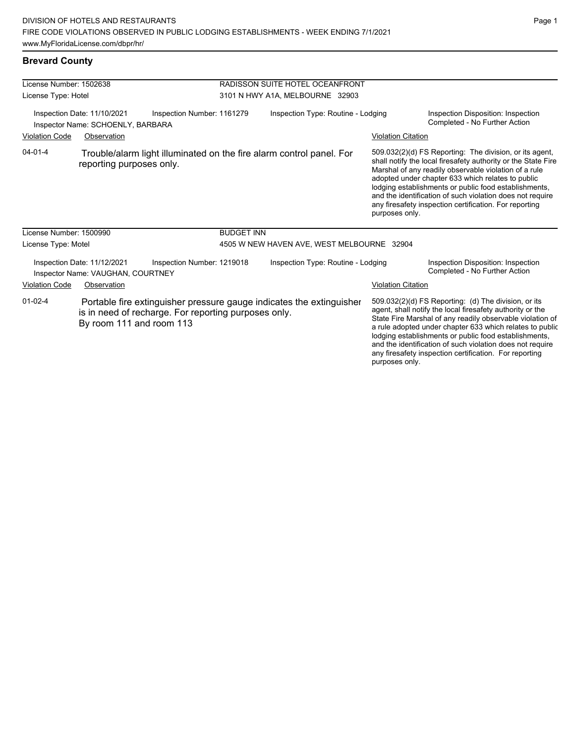DIVISION OF HOTELS AND RESTAURANTS
FIRE CODE VIOLATIONS OBSERVED IN PUBLIC LODGING ESTABLISHMENTS - WEEK ENDING 7/1/2021
www.MyFloridaLicense.com/dbpr/hr/

## Brevard County

**License Number:** 1502638
**License Type:** Hotel

**RADISSON SUITE HOTEL OCEANFRONT**
3101 N HWY A1A, MELBOURNE 32903

Inspection Date: 11/10/2021
Inspection Number: 1161279
Inspection Type: Routine - Lodging
Inspection Disposition: Inspection Completed - No Further Action
Inspector Name: SCHOENLY, BARBARA

| Violation Code | Observation | Violation Citation |
| --- | --- | --- |
| 04-01-4 | Trouble/alarm light illuminated on the fire alarm control panel. For reporting purposes only. | 509.032(2)(d) FS Reporting: The division, or its agent, shall notify the local firesafety authority or the State Fire Marshal of any readily observable violation of a rule adopted under chapter 633 which relates to public lodging establishments or public food establishments, and the identification of such violation does not require any firesafety inspection certification. For reporting purposes only. |

**License Number:** 1500990
**License Type:** Motel

**BUDGET INN**
4505 W NEW HAVEN AVE, WEST MELBOURNE 32904

Inspection Date: 11/12/2021
Inspection Number: 1219018
Inspection Type: Routine - Lodging
Inspection Disposition: Inspection Completed - No Further Action
Inspector Name: VAUGHAN, COURTNEY

| Violation Code | Observation | Violation Citation |
| --- | --- | --- |
| 01-02-4 | Portable fire extinguisher pressure gauge indicates the extinguisher is in need of recharge. For reporting purposes only. By room 111 and room 113 | 509.032(2)(d) FS Reporting: (d) The division, or its agent, shall notify the local firesafety authority or the State Fire Marshal of any readily observable violation of a rule adopted under chapter 633 which relates to public lodging establishments or public food establishments, and the identification of such violation does not require any firesafety inspection certification. For reporting purposes only. |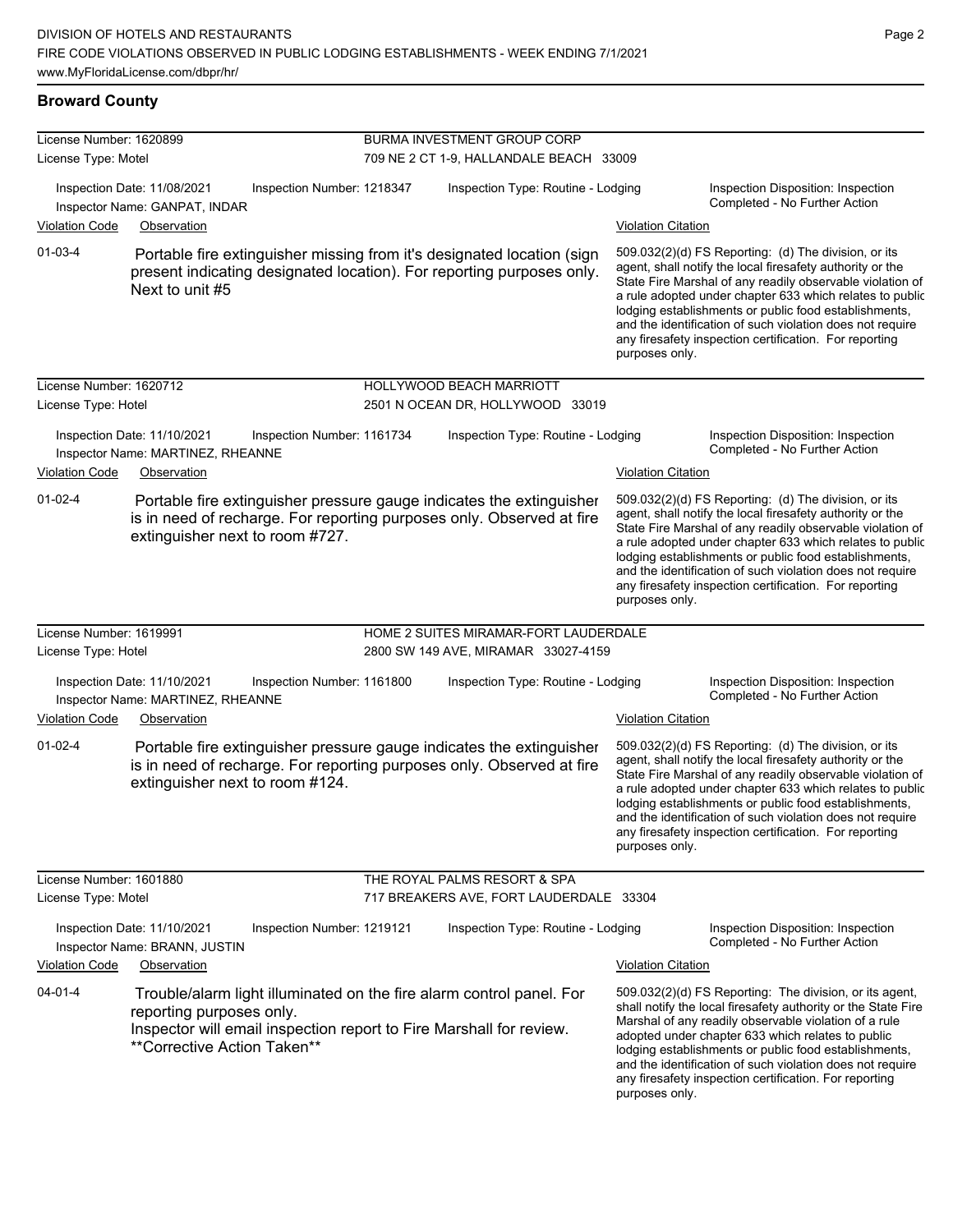## Broward County

**License Number:** 1620899
**License Type:** Motel
**BURMA INVESTMENT GROUP CORP**
709 NE 2 CT 1-9, HALLANDALE BEACH 33009

Inspection Date: 11/08/2021 | Inspection Number: 1218347 | Inspection Type: Routine - Lodging | Inspection Disposition: Inspection Completed - No Further Action
Inspector Name: GANPAT, INDAR

| Violation Code | Observation | Violation Citation |
|---|---|---|
| 01-03-4 | Portable fire extinguisher missing from it's designated location (sign present indicating designated location). For reporting purposes only. Next to unit #5 | 509.032(2)(d) FS Reporting: (d) The division, or its agent, shall notify the local firesafety authority or the State Fire Marshal of any readily observable violation of a rule adopted under chapter 633 which relates to public lodging establishments or public food establishments, and the identification of such violation does not require any firesafety inspection certification. For reporting purposes only. |

**License Number:** 1620712
**License Type:** Hotel
**HOLLYWOOD BEACH MARRIOTT**
2501 N OCEAN DR, HOLLYWOOD 33019

Inspection Date: 11/10/2021 | Inspection Number: 1161734 | Inspection Type: Routine - Lodging | Inspection Disposition: Inspection Completed - No Further Action
Inspector Name: MARTINEZ, RHEANNE

| Violation Code | Observation | Violation Citation |
|---|---|---|
| 01-02-4 | Portable fire extinguisher pressure gauge indicates the extinguisher is in need of recharge. For reporting purposes only. Observed at fire extinguisher next to room #727. | 509.032(2)(d) FS Reporting: (d) The division, or its agent, shall notify the local firesafety authority or the State Fire Marshal of any readily observable violation of a rule adopted under chapter 633 which relates to public lodging establishments or public food establishments, and the identification of such violation does not require any firesafety inspection certification. For reporting purposes only. |

**License Number:** 1619991
**License Type:** Hotel
**HOME 2 SUITES MIRAMAR-FORT LAUDERDALE**
2800 SW 149 AVE, MIRAMAR 33027-4159

Inspection Date: 11/10/2021 | Inspection Number: 1161800 | Inspection Type: Routine - Lodging | Inspection Disposition: Inspection Completed - No Further Action
Inspector Name: MARTINEZ, RHEANNE

| Violation Code | Observation | Violation Citation |
|---|---|---|
| 01-02-4 | Portable fire extinguisher pressure gauge indicates the extinguisher is in need of recharge. For reporting purposes only. Observed at fire extinguisher next to room #124. | 509.032(2)(d) FS Reporting: (d) The division, or its agent, shall notify the local firesafety authority or the State Fire Marshal of any readily observable violation of a rule adopted under chapter 633 which relates to public lodging establishments or public food establishments, and the identification of such violation does not require any firesafety inspection certification. For reporting purposes only. |

**License Number:** 1601880
**License Type:** Motel
**THE ROYAL PALMS RESORT & SPA**
717 BREAKERS AVE, FORT LAUDERDALE 33304

Inspection Date: 11/10/2021 | Inspection Number: 1219121 | Inspection Type: Routine - Lodging | Inspection Disposition: Inspection Completed - No Further Action
Inspector Name: BRANN, JUSTIN

| Violation Code | Observation | Violation Citation |
|---|---|---|
| 04-01-4 | Trouble/alarm light illuminated on the fire alarm control panel. For reporting purposes only. Inspector will email inspection report to Fire Marshall for review. **Corrective Action Taken** | 509.032(2)(d) FS Reporting: The division, or its agent, shall notify the local firesafety authority or the State Fire Marshal of any readily observable violation of a rule adopted under chapter 633 which relates to public lodging establishments or public food establishments, and the identification of such violation does not require any firesafety inspection certification. For reporting purposes only. |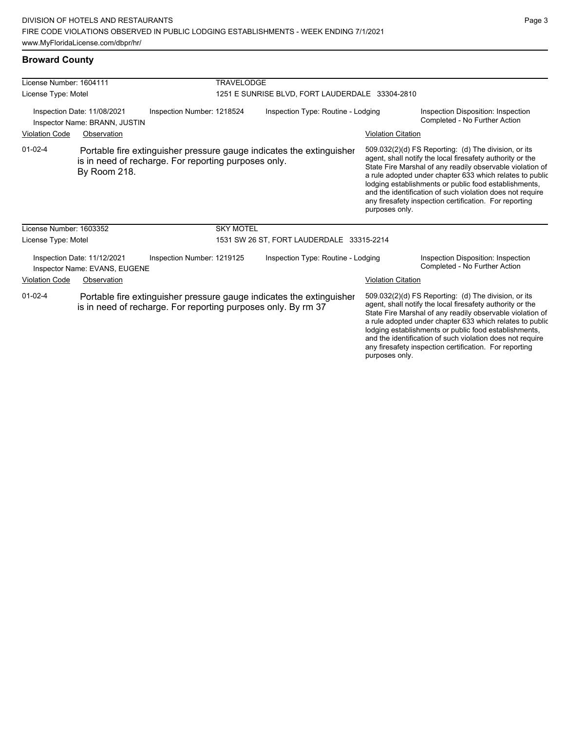## Broward County

**License Number:** 1604111 — **TRAVELODGE**
**License Type:** Motel — 1251 E SUNRISE BLVD, FORT LAUDERDALE 33304-2810

Inspection Date: 11/08/2021 | Inspection Number: 1218524 | Inspection Type: Routine - Lodging | Inspection Disposition: Inspection Completed - No Further Action
Inspector Name: BRANN, JUSTIN

| Violation Code | Observation | Violation Citation |
| --- | --- | --- |
| 01-02-4 | Portable fire extinguisher pressure gauge indicates the extinguisher is in need of recharge. For reporting purposes only. By Room 218. | 509.032(2)(d) FS Reporting: (d) The division, or its agent, shall notify the local firesafety authority or the State Fire Marshal of any readily observable violation of a rule adopted under chapter 633 which relates to public lodging establishments or public food establishments, and the identification of such violation does not require any firesafety inspection certification. For reporting purposes only. |

**License Number:** 1603352 — **SKY MOTEL**
**License Type:** Motel — 1531 SW 26 ST, FORT LAUDERDALE 33315-2214

Inspection Date: 11/12/2021 | Inspection Number: 1219125 | Inspection Type: Routine - Lodging | Inspection Disposition: Inspection Completed - No Further Action
Inspector Name: EVANS, EUGENE

| Violation Code | Observation | Violation Citation |
| --- | --- | --- |
| 01-02-4 | Portable fire extinguisher pressure gauge indicates the extinguisher is in need of recharge. For reporting purposes only. By rm 37 | 509.032(2)(d) FS Reporting: (d) The division, or its agent, shall notify the local firesafety authority or the State Fire Marshal of any readily observable violation of a rule adopted under chapter 633 which relates to public lodging establishments or public food establishments, and the identification of such violation does not require any firesafety inspection certification. For reporting purposes only. |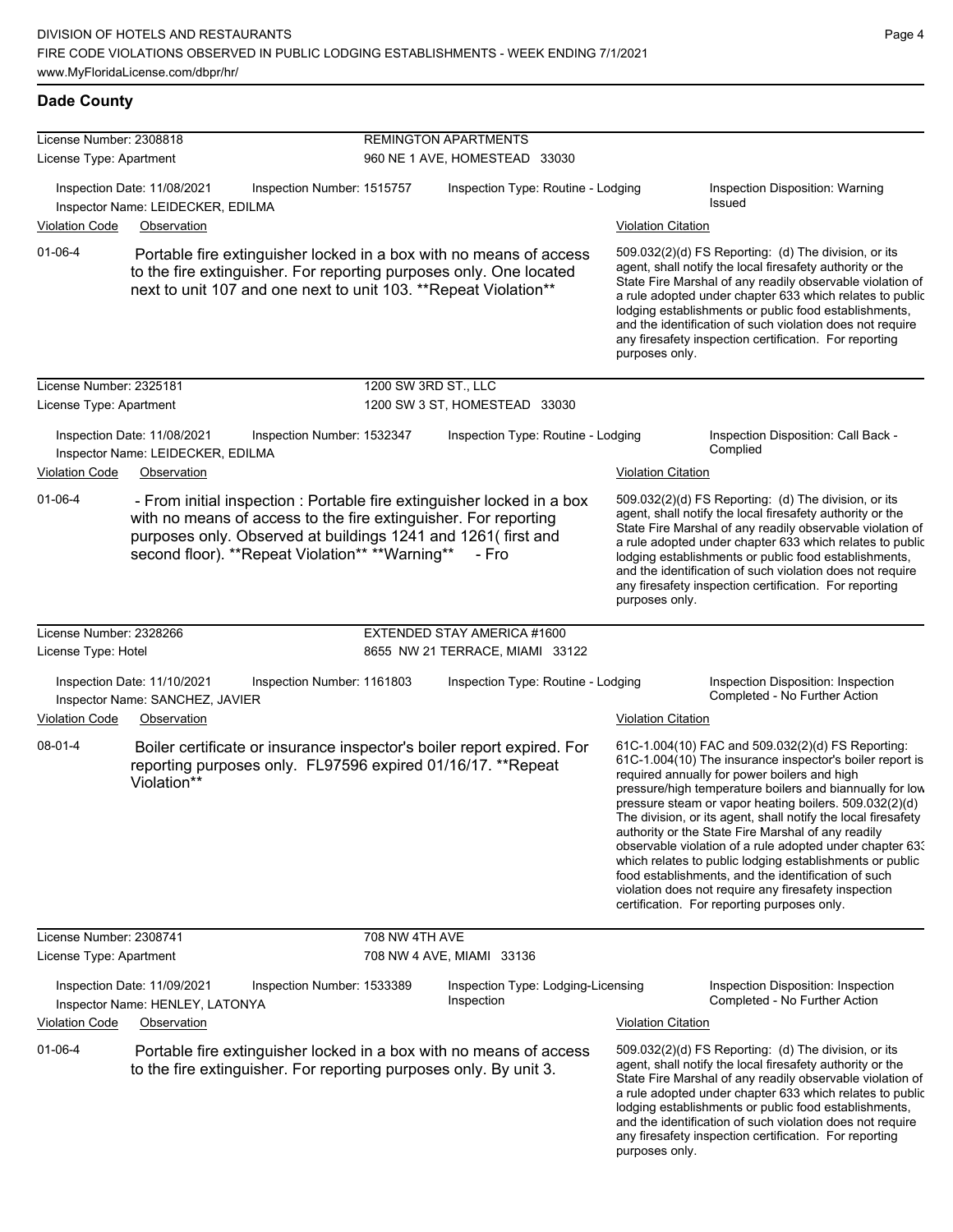## Dade County

**License Number:** 2308818 — **REMINGTON APARTMENTS**
**License Type:** Apartment — 960 NE 1 AVE, HOMESTEAD 33030

Inspection Date: 11/08/2021 | Inspection Number: 1515757 | Inspection Type: Routine - Lodging | Inspection Disposition: Warning Issued
Inspector Name: LEIDECKER, EDILMA

| Violation Code | Observation | Violation Citation |
| --- | --- | --- |
| 01-06-4 | Portable fire extinguisher locked in a box with no means of access to the fire extinguisher. For reporting purposes only. One located next to unit 107 and one next to unit 103. **Repeat Violation** | 509.032(2)(d) FS Reporting: (d) The division, or its agent, shall notify the local firesafety authority or the State Fire Marshal of any readily observable violation of a rule adopted under chapter 633 which relates to public lodging establishments or public food establishments, and the identification of such violation does not require any firesafety inspection certification. For reporting purposes only. |

**License Number:** 2325181 — **1200 SW 3RD ST., LLC**
**License Type:** Apartment — 1200 SW 3 ST, HOMESTEAD 33030

Inspection Date: 11/08/2021 | Inspection Number: 1532347 | Inspection Type: Routine - Lodging | Inspection Disposition: Call Back - Complied
Inspector Name: LEIDECKER, EDILMA

| Violation Code | Observation | Violation Citation |
| --- | --- | --- |
| 01-06-4 | - From initial inspection : Portable fire extinguisher locked in a box with no means of access to the fire extinguisher. For reporting purposes only. Observed at buildings 1241 and 1261( first and second floor). **Repeat Violation** **Warning** - Fro | 509.032(2)(d) FS Reporting: (d) The division, or its agent, shall notify the local firesafety authority or the State Fire Marshal of any readily observable violation of a rule adopted under chapter 633 which relates to public lodging establishments or public food establishments, and the identification of such violation does not require any firesafety inspection certification. For reporting purposes only. |

**License Number:** 2328266 — **EXTENDED STAY AMERICA #1600**
**License Type:** Hotel — 8655 NW 21 TERRACE, MIAMI 33122

Inspection Date: 11/10/2021 | Inspection Number: 1161803 | Inspection Type: Routine - Lodging | Inspection Disposition: Inspection Completed - No Further Action
Inspector Name: SANCHEZ, JAVIER

| Violation Code | Observation | Violation Citation |
| --- | --- | --- |
| 08-01-4 | Boiler certificate or insurance inspector's boiler report expired. For reporting purposes only. FL97596 expired 01/16/17. **Repeat Violation** | 61C-1.004(10) FAC and 509.032(2)(d) FS Reporting: 61C-1.004(10) The insurance inspector's boiler report is required annually for power boilers and high pressure/high temperature boilers and biannually for low pressure steam or vapor heating boilers. 509.032(2)(d) The division, or its agent, shall notify the local firesafety authority or the State Fire Marshal of any readily observable violation of a rule adopted under chapter 633 which relates to public lodging establishments or public food establishments, and the identification of such violation does not require any firesafety inspection certification. For reporting purposes only. |

**License Number:** 2308741 — **708 NW 4TH AVE**
**License Type:** Apartment — 708 NW 4 AVE, MIAMI 33136

Inspection Date: 11/09/2021 | Inspection Number: 1533389 | Inspection Type: Lodging-Licensing Inspection | Inspection Disposition: Inspection Completed - No Further Action
Inspector Name: HENLEY, LATONYA

| Violation Code | Observation | Violation Citation |
| --- | --- | --- |
| 01-06-4 | Portable fire extinguisher locked in a box with no means of access to the fire extinguisher. For reporting purposes only. By unit 3. | 509.032(2)(d) FS Reporting: (d) The division, or its agent, shall notify the local firesafety authority or the State Fire Marshal of any readily observable violation of a rule adopted under chapter 633 which relates to public lodging establishments or public food establishments, and the identification of such violation does not require any firesafety inspection certification. For reporting purposes only. |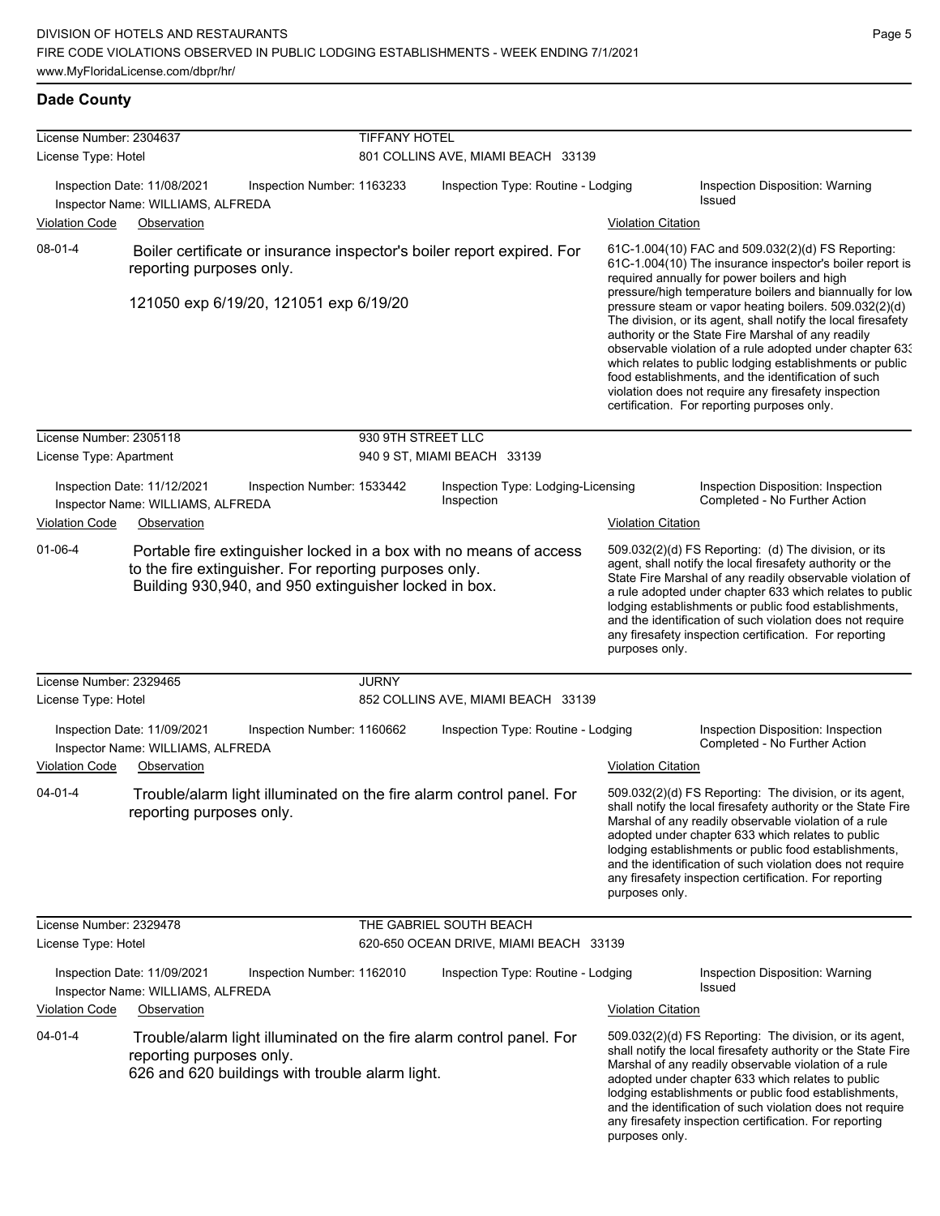**Dade County**

---

**License Number:** 2304637 — **TIFFANY HOTEL**
**License Type:** Hotel — 801 COLLINS AVE, MIAMI BEACH 33139

Inspection Date: 11/08/2021 | Inspection Number: 1163233 | Inspection Type: Routine - Lodging | Inspection Disposition: Warning Issued
Inspector Name: WILLIAMS, ALFREDA

| Violation Code | Observation | Violation Citation |
|---|---|---|
| 08-01-4 | Boiler certificate or insurance inspector's boiler report expired. For reporting purposes only.<br><br>121050 exp 6/19/20, 121051 exp 6/19/20 | 61C-1.004(10) FAC and 509.032(2)(d) FS Reporting: 61C-1.004(10) The insurance inspector's boiler report is required annually for power boilers and high pressure/high temperature boilers and biannually for low pressure steam or vapor heating boilers. 509.032(2)(d) The division, or its agent, shall notify the local firesafety authority or the State Fire Marshal of any readily observable violation of a rule adopted under chapter 633 which relates to public lodging establishments or public food establishments, and the identification of such violation does not require any firesafety inspection certification. For reporting purposes only. |

---

**License Number:** 2305118 — **930 9TH STREET LLC**
**License Type:** Apartment — 940 9 ST, MIAMI BEACH 33139

Inspection Date: 11/12/2021 | Inspection Number: 1533442 | Inspection Type: Lodging-Licensing Inspection | Inspection Disposition: Inspection Completed - No Further Action
Inspector Name: WILLIAMS, ALFREDA

| Violation Code | Observation | Violation Citation |
|---|---|---|
| 01-06-4 | Portable fire extinguisher locked in a box with no means of access to the fire extinguisher. For reporting purposes only.<br>Building 930,940, and 950 extinguisher locked in box. | 509.032(2)(d) FS Reporting: (d) The division, or its agent, shall notify the local firesafety authority or the State Fire Marshal of any readily observable violation of a rule adopted under chapter 633 which relates to public lodging establishments or public food establishments, and the identification of such violation does not require any firesafety inspection certification. For reporting purposes only. |

---

**License Number:** 2329465 — **JURNY**
**License Type:** Hotel — 852 COLLINS AVE, MIAMI BEACH 33139

Inspection Date: 11/09/2021 | Inspection Number: 1160662 | Inspection Type: Routine - Lodging | Inspection Disposition: Inspection Completed - No Further Action
Inspector Name: WILLIAMS, ALFREDA

| Violation Code | Observation | Violation Citation |
|---|---|---|
| 04-01-4 | Trouble/alarm light illuminated on the fire alarm control panel. For reporting purposes only. | 509.032(2)(d) FS Reporting: The division, or its agent, shall notify the local firesafety authority or the State Fire Marshal of any readily observable violation of a rule adopted under chapter 633 which relates to public lodging establishments or public food establishments, and the identification of such violation does not require any firesafety inspection certification. For reporting purposes only. |

---

**License Number:** 2329478 — **THE GABRIEL SOUTH BEACH**
**License Type:** Hotel — 620-650 OCEAN DRIVE, MIAMI BEACH 33139

Inspection Date: 11/09/2021 | Inspection Number: 1162010 | Inspection Type: Routine - Lodging | Inspection Disposition: Warning Issued
Inspector Name: WILLIAMS, ALFREDA

| Violation Code | Observation | Violation Citation |
|---|---|---|
| 04-01-4 | Trouble/alarm light illuminated on the fire alarm control panel. For reporting purposes only.<br>626 and 620 buildings with trouble alarm light. | 509.032(2)(d) FS Reporting: The division, or its agent, shall notify the local firesafety authority or the State Fire Marshal of any readily observable violation of a rule adopted under chapter 633 which relates to public lodging establishments or public food establishments, and the identification of such violation does not require any firesafety inspection certification. For reporting purposes only. |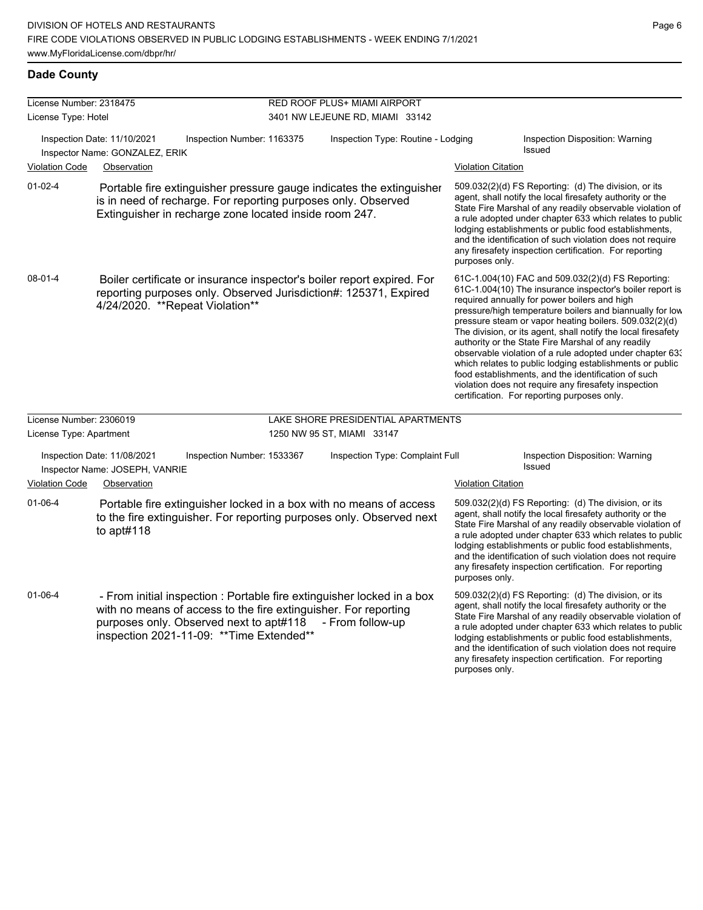## Dade County

**License Number:** 2318475
**License Type:** Hotel

RED ROOF PLUS+ MIAMI AIRPORT
3401 NW LEJEUNE RD, MIAMI 33142

Inspection Date: 11/10/2021 | Inspection Number: 1163375 | Inspection Type: Routine - Lodging | Inspection Disposition: Warning Issued
Inspector Name: GONZALEZ, ERIK

| Violation Code | Observation | Violation Citation |
|---|---|---|
| 01-02-4 | Portable fire extinguisher pressure gauge indicates the extinguisher is in need of recharge. For reporting purposes only. Observed Extinguisher in recharge zone located inside room 247. | 509.032(2)(d) FS Reporting: (d) The division, or its agent, shall notify the local firesafety authority or the State Fire Marshal of any readily observable violation of a rule adopted under chapter 633 which relates to public lodging establishments or public food establishments, and the identification of such violation does not require any firesafety inspection certification. For reporting purposes only. |
| 08-01-4 | Boiler certificate or insurance inspector's boiler report expired. For reporting purposes only. Observed Jurisdiction#: 125371, Expired 4/24/2020. **Repeat Violation** | 61C-1.004(10) FAC and 509.032(2)(d) FS Reporting: 61C-1.004(10) The insurance inspector's boiler report is required annually for power boilers and high pressure/high temperature boilers and biannually for low pressure steam or vapor heating boilers. 509.032(2)(d) The division, or its agent, shall notify the local firesafety authority or the State Fire Marshal of any readily observable violation of a rule adopted under chapter 633 which relates to public lodging establishments or public food establishments, and the identification of such violation does not require any firesafety inspection certification. For reporting purposes only. |

**License Number:** 2306019
**License Type:** Apartment

LAKE SHORE PRESIDENTIAL APARTMENTS
1250 NW 95 ST, MIAMI 33147

Inspection Date: 11/08/2021 | Inspection Number: 1533367 | Inspection Type: Complaint Full | Inspection Disposition: Warning Issued
Inspector Name: JOSEPH, VANRIE

| Violation Code | Observation | Violation Citation |
|---|---|---|
| 01-06-4 | Portable fire extinguisher locked in a box with no means of access to the fire extinguisher. For reporting purposes only. Observed next to apt#118 | 509.032(2)(d) FS Reporting: (d) The division, or its agent, shall notify the local firesafety authority or the State Fire Marshal of any readily observable violation of a rule adopted under chapter 633 which relates to public lodging establishments or public food establishments, and the identification of such violation does not require any firesafety inspection certification. For reporting purposes only. |
| 01-06-4 | - From initial inspection : Portable fire extinguisher locked in a box with no means of access to the fire extinguisher. For reporting purposes only. Observed next to apt#118 - From follow-up inspection 2021-11-09: **Time Extended** | 509.032(2)(d) FS Reporting: (d) The division, or its agent, shall notify the local firesafety authority or the State Fire Marshal of any readily observable violation of a rule adopted under chapter 633 which relates to public lodging establishments or public food establishments, and the identification of such violation does not require any firesafety inspection certification. For reporting purposes only. |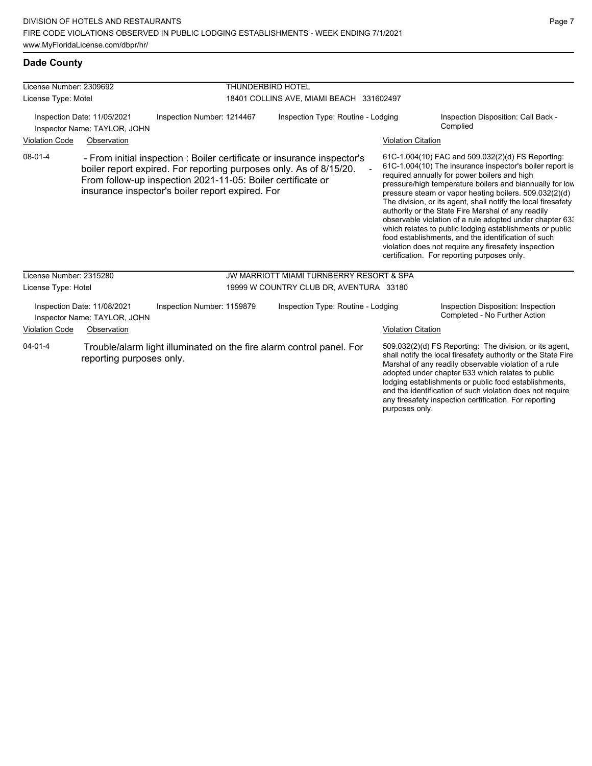## Dade County

| License Number: 2309692 | THUNDERBIRD HOTEL |
|---|---|
| License Type: Motel | 18401 COLLINS AVE, MIAMI BEACH 331602497 |

Inspection Date: 11/05/2021
Inspector Name: TAYLOR, JOHN
Inspection Number: 1214467
Inspection Type: Routine - Lodging
Inspection Disposition: Call Back - Complied

| Violation Code | Observation | Violation Citation |
|---|---|---|
| 08-01-4 | - From initial inspection : Boiler certificate or insurance inspector's boiler report expired. For reporting purposes only. As of 8/15/20. - From follow-up inspection 2021-11-05: Boiler certificate or insurance inspector's boiler report expired. For | 61C-1.004(10) FAC and 509.032(2)(d) FS Reporting: 61C-1.004(10) The insurance inspector's boiler report is required annually for power boilers and high pressure/high temperature boilers and biannually for low pressure steam or vapor heating boilers. 509.032(2)(d) The division, or its agent, shall notify the local firesafety authority or the State Fire Marshal of any readily observable violation of a rule adopted under chapter 633 which relates to public lodging establishments or public food establishments, and the identification of such violation does not require any firesafety inspection certification. For reporting purposes only. |

| License Number: 2315280 | JW MARRIOTT MIAMI TURNBERRY RESORT & SPA |
|---|---|
| License Type: Hotel | 19999 W COUNTRY CLUB DR, AVENTURA 33180 |

Inspection Date: 11/08/2021
Inspector Name: TAYLOR, JOHN
Inspection Number: 1159879
Inspection Type: Routine - Lodging
Inspection Disposition: Inspection Completed - No Further Action

| Violation Code | Observation | Violation Citation |
|---|---|---|
| 04-01-4 | Trouble/alarm light illuminated on the fire alarm control panel. For reporting purposes only. | 509.032(2)(d) FS Reporting: The division, or its agent, shall notify the local firesafety authority or the State Fire Marshal of any readily observable violation of a rule adopted under chapter 633 which relates to public lodging establishments or public food establishments, and the identification of such violation does not require any firesafety inspection certification. For reporting purposes only. |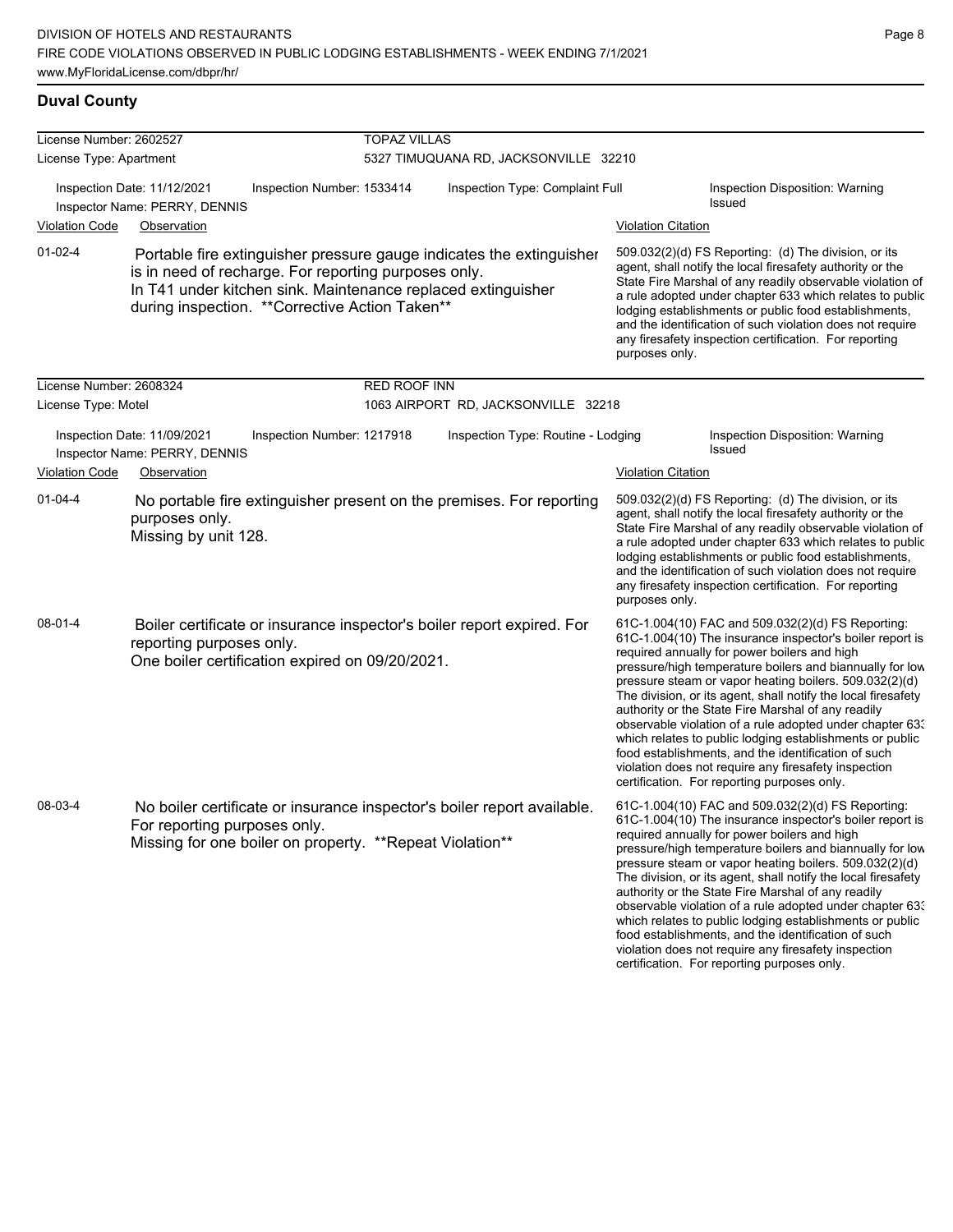## Duval County

**License Number:** 2602527 — **TOPAZ VILLAS**
**License Type:** Apartment — 5327 TIMUQUANA RD, JACKSONVILLE 32210

Inspection Date: 11/12/2021 | Inspection Number: 1533414 | Inspection Type: Complaint Full | Inspection Disposition: Warning Issued
Inspector Name: PERRY, DENNIS

| Violation Code | Observation | Violation Citation |
| --- | --- | --- |
| 01-02-4 | Portable fire extinguisher pressure gauge indicates the extinguisher is in need of recharge. For reporting purposes only. In T41 under kitchen sink. Maintenance replaced extinguisher during inspection. **Corrective Action Taken** | 509.032(2)(d) FS Reporting: (d) The division, or its agent, shall notify the local firesafety authority or the State Fire Marshal of any readily observable violation of a rule adopted under chapter 633 which relates to public lodging establishments or public food establishments, and the identification of such violation does not require any firesafety inspection certification. For reporting purposes only. |

**License Number:** 2608324 — **RED ROOF INN**
**License Type:** Motel — 1063 AIRPORT RD, JACKSONVILLE 32218

Inspection Date: 11/09/2021 | Inspection Number: 1217918 | Inspection Type: Routine - Lodging | Inspection Disposition: Warning Issued
Inspector Name: PERRY, DENNIS

| Violation Code | Observation | Violation Citation |
| --- | --- | --- |
| 01-04-4 | No portable fire extinguisher present on the premises. For reporting purposes only. Missing by unit 128. | 509.032(2)(d) FS Reporting: (d) The division, or its agent, shall notify the local firesafety authority or the State Fire Marshal of any readily observable violation of a rule adopted under chapter 633 which relates to public lodging establishments or public food establishments, and the identification of such violation does not require any firesafety inspection certification. For reporting purposes only. |
| 08-01-4 | Boiler certificate or insurance inspector's boiler report expired. For reporting purposes only. One boiler certification expired on 09/20/2021. | 61C-1.004(10) FAC and 509.032(2)(d) FS Reporting: 61C-1.004(10) The insurance inspector's boiler report is required annually for power boilers and high pressure/high temperature boilers and biannually for low pressure steam or vapor heating boilers. 509.032(2)(d) The division, or its agent, shall notify the local firesafety authority or the State Fire Marshal of any readily observable violation of a rule adopted under chapter 633 which relates to public lodging establishments or public food establishments, and the identification of such violation does not require any firesafety inspection certification. For reporting purposes only. |
| 08-03-4 | No boiler certificate or insurance inspector's boiler report available. For reporting purposes only. Missing for one boiler on property. **Repeat Violation** | 61C-1.004(10) FAC and 509.032(2)(d) FS Reporting: 61C-1.004(10) The insurance inspector's boiler report is required annually for power boilers and high pressure/high temperature boilers and biannually for low pressure steam or vapor heating boilers. 509.032(2)(d) The division, or its agent, shall notify the local firesafety authority or the State Fire Marshal of any readily observable violation of a rule adopted under chapter 633 which relates to public lodging establishments or public food establishments, and the identification of such violation does not require any firesafety inspection certification. For reporting purposes only. |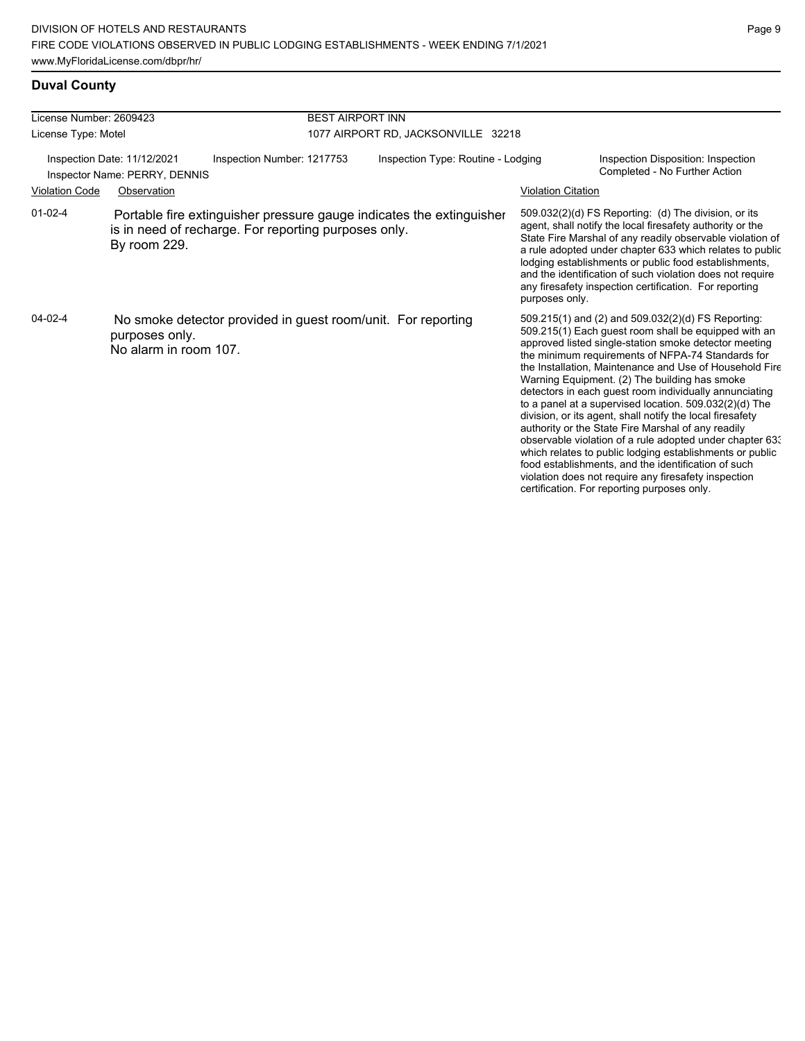## Duval County

License Number: 2609423 | BEST AIRPORT INN

License Type: Motel | 1077 AIRPORT RD, JACKSONVILLE 32218

Inspection Date: 11/12/2021 | Inspection Number: 1217753 | Inspection Type: Routine - Lodging | Inspection Disposition: Inspection Completed - No Further Action

Inspector Name: PERRY, DENNIS

| Violation Code | Observation | Violation Citation |
| --- | --- | --- |
| 01-02-4 | Portable fire extinguisher pressure gauge indicates the extinguisher is in need of recharge. For reporting purposes only. By room 229. | 509.032(2)(d) FS Reporting: (d) The division, or its agent, shall notify the local firesafety authority or the State Fire Marshal of any readily observable violation of a rule adopted under chapter 633 which relates to public lodging establishments or public food establishments, and the identification of such violation does not require any firesafety inspection certification. For reporting purposes only. |
| 04-02-4 | No smoke detector provided in guest room/unit. For reporting purposes only. No alarm in room 107. | 509.215(1) and (2) and 509.032(2)(d) FS Reporting: 509.215(1) Each guest room shall be equipped with an approved listed single-station smoke detector meeting the minimum requirements of NFPA-74 Standards for the Installation, Maintenance and Use of Household Fire Warning Equipment. (2) The building has smoke detectors in each guest room individually annunciating to a panel at a supervised location. 509.032(2)(d) The division, or its agent, shall notify the local firesafety authority or the State Fire Marshal of any readily observable violation of a rule adopted under chapter 633 which relates to public lodging establishments or public food establishments, and the identification of such violation does not require any firesafety inspection certification. For reporting purposes only. |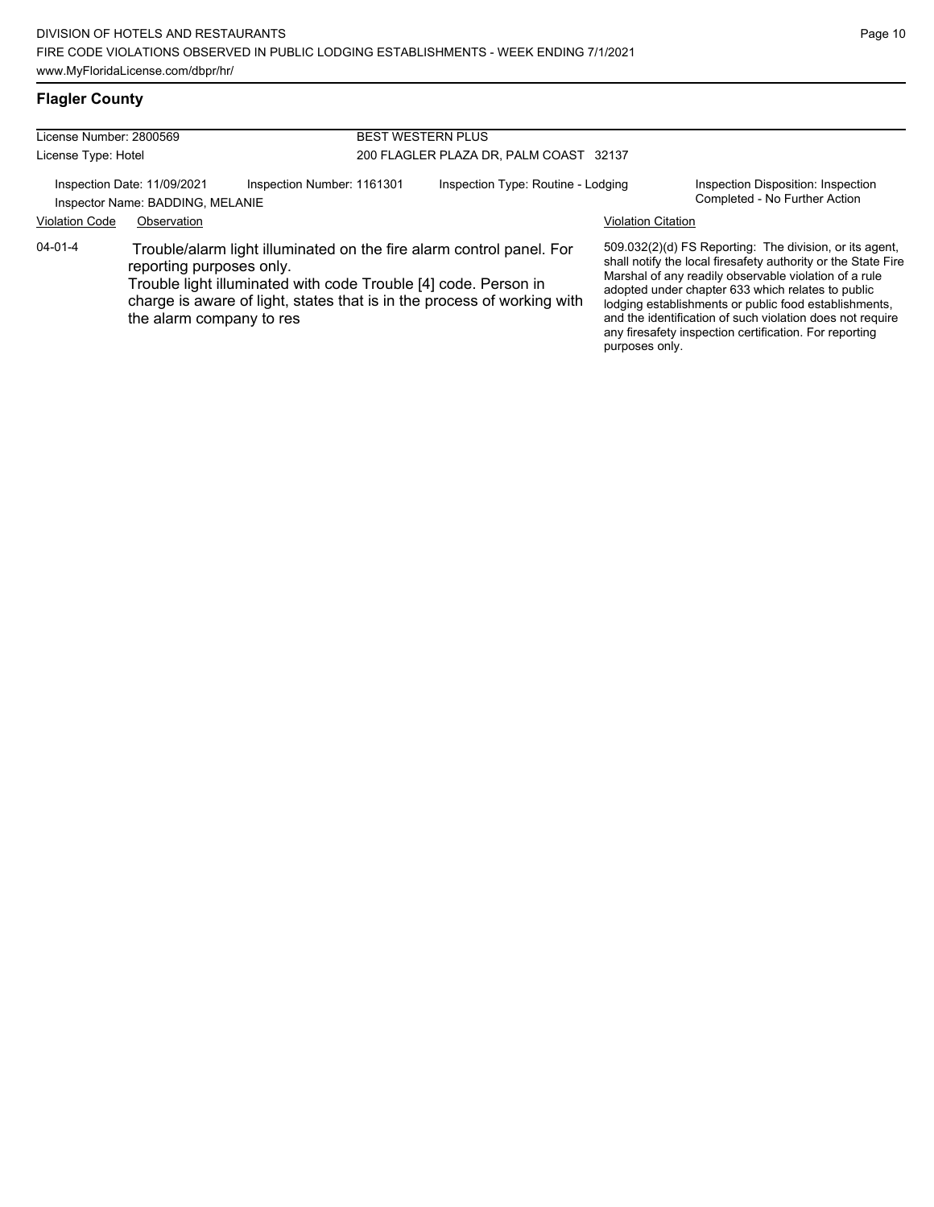## Flagler County

License Number: 2800569
License Type: Hotel

BEST WESTERN PLUS
200 FLAGLER PLAZA DR, PALM COAST 32137

Inspection Date: 11/09/2021 | Inspection Number: 1161301 | Inspection Type: Routine - Lodging | Inspection Disposition: Inspection Completed - No Further Action

Inspector Name: BADDING, MELANIE

| Violation Code | Observation | Violation Citation |
|---|---|---|
| 04-01-4 | Trouble/alarm light illuminated on the fire alarm control panel. For reporting purposes only. Trouble light illuminated with code Trouble [4] code. Person in charge is aware of light, states that is in the process of working with the alarm company to res | 509.032(2)(d) FS Reporting: The division, or its agent, shall notify the local firesafety authority or the State Fire Marshal of any readily observable violation of a rule adopted under chapter 633 which relates to public lodging establishments or public food establishments, and the identification of such violation does not require any firesafety inspection certification. For reporting purposes only. |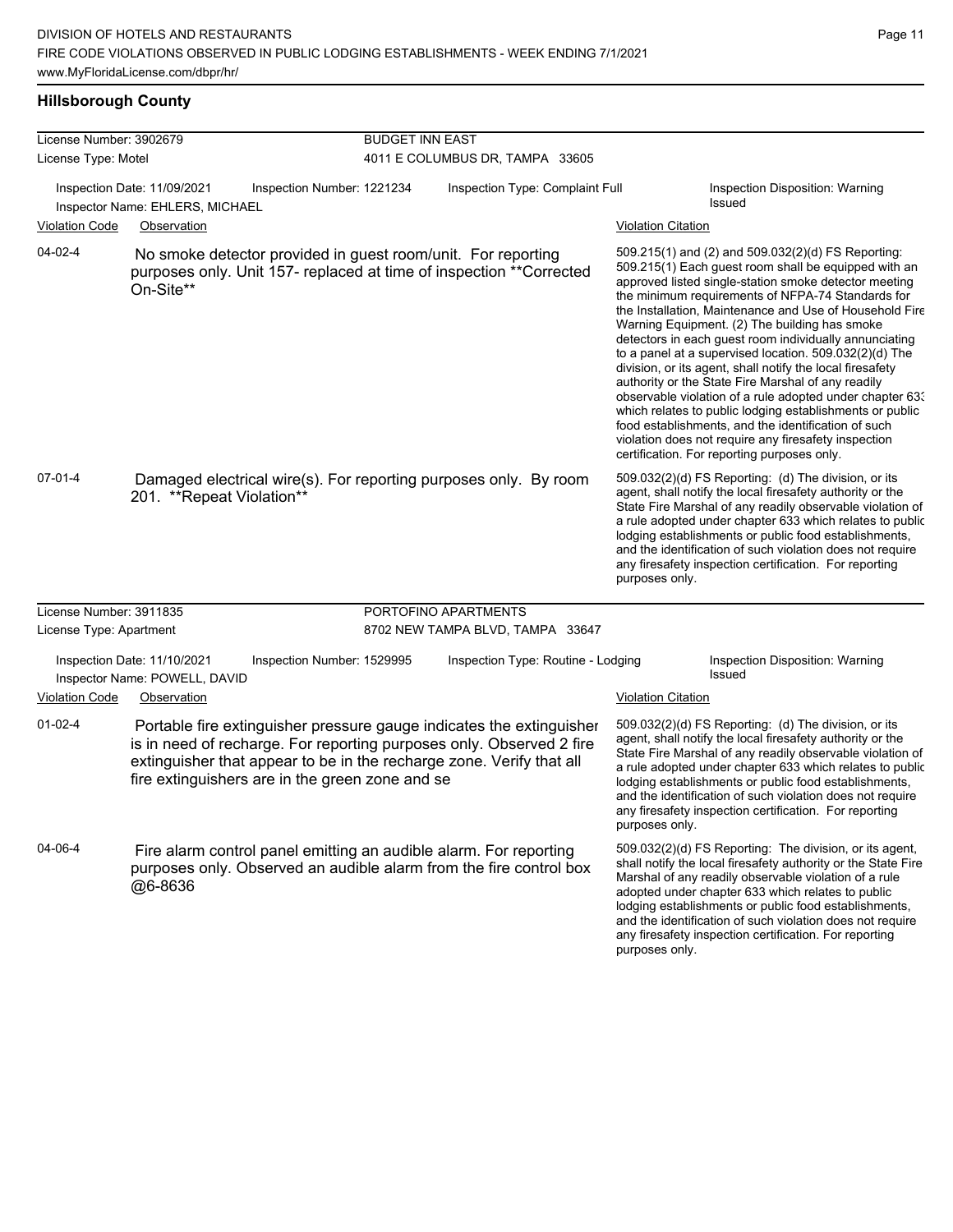## Hillsborough County

**License Number:** 3902679
**License Type:** Motel

**BUDGET INN EAST**
4011 E COLUMBUS DR, TAMPA 33605

Inspection Date: 11/09/2021 | Inspection Number: 1221234 | Inspection Type: Complaint Full | Inspection Disposition: Warning Issued
Inspector Name: EHLERS, MICHAEL

| Violation Code | Observation | Violation Citation |
|---|---|---|
| 04-02-4 | No smoke detector provided in guest room/unit. For reporting purposes only. Unit 157- replaced at time of inspection **Corrected On-Site** | 509.215(1) and (2) and 509.032(2)(d) FS Reporting: 509.215(1) Each guest room shall be equipped with an approved listed single-station smoke detector meeting the minimum requirements of NFPA-74 Standards for the Installation, Maintenance and Use of Household Fire Warning Equipment. (2) The building has smoke detectors in each guest room individually annunciating to a panel at a supervised location. 509.032(2)(d) The division, or its agent, shall notify the local firesafety authority or the State Fire Marshal of any readily observable violation of a rule adopted under chapter 633 which relates to public lodging establishments or public food establishments, and the identification of such violation does not require any firesafety inspection certification. For reporting purposes only. |
| 07-01-4 | Damaged electrical wire(s). For reporting purposes only. By room 201. **Repeat Violation** | 509.032(2)(d) FS Reporting: (d) The division, or its agent, shall notify the local firesafety authority or the State Fire Marshal of any readily observable violation of a rule adopted under chapter 633 which relates to public lodging establishments or public food establishments, and the identification of such violation does not require any firesafety inspection certification. For reporting purposes only. |

**License Number:** 3911835
**License Type:** Apartment

**PORTOFINO APARTMENTS**
8702 NEW TAMPA BLVD, TAMPA 33647

Inspection Date: 11/10/2021 | Inspection Number: 1529995 | Inspection Type: Routine - Lodging | Inspection Disposition: Warning Issued
Inspector Name: POWELL, DAVID

| Violation Code | Observation | Violation Citation |
|---|---|---|
| 01-02-4 | Portable fire extinguisher pressure gauge indicates the extinguisher is in need of recharge. For reporting purposes only. Observed 2 fire extinguisher that appear to be in the recharge zone. Verify that all fire extinguishers are in the green zone and se | 509.032(2)(d) FS Reporting: (d) The division, or its agent, shall notify the local firesafety authority or the State Fire Marshal of any readily observable violation of a rule adopted under chapter 633 which relates to public lodging establishments or public food establishments, and the identification of such violation does not require any firesafety inspection certification. For reporting purposes only. |
| 04-06-4 | Fire alarm control panel emitting an audible alarm. For reporting purposes only. Observed an audible alarm from the fire control box @6-8636 | 509.032(2)(d) FS Reporting: The division, or its agent, shall notify the local firesafety authority or the State Fire Marshal of any readily observable violation of a rule adopted under chapter 633 which relates to public lodging establishments or public food establishments, and the identification of such violation does not require any firesafety inspection certification. For reporting purposes only. |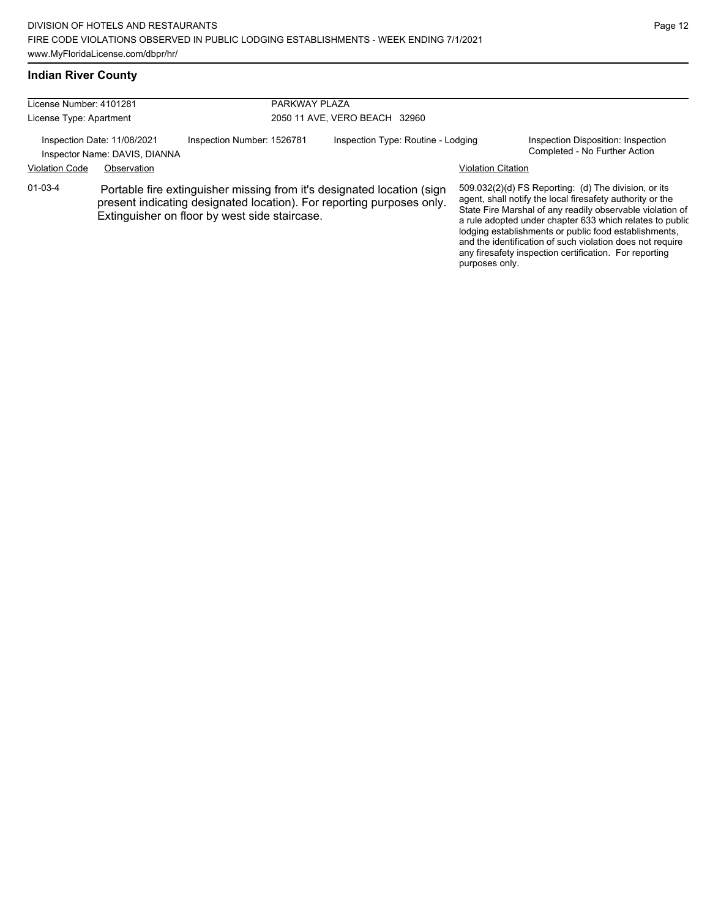## Indian River County

| License Number: 4101281 | PARKWAY PLAZA |
|---|---|
| License Type: Apartment | 2050 11 AVE, VERO BEACH 32960 |

| Inspection Date: 11/08/2021 | Inspection Number: 1526781 | Inspection Type: Routine - Lodging | Inspection Disposition: Inspection Completed - No Further Action |
|---|---|---|---|
| Inspector Name: DAVIS, DIANNA | | | |

| Violation Code | Observation | Violation Citation |
|---|---|---|
| 01-03-4 | Portable fire extinguisher missing from it's designated location (sign present indicating designated location). For reporting purposes only. Extinguisher on floor by west side staircase. | 509.032(2)(d) FS Reporting: (d) The division, or its agent, shall notify the local firesafety authority or the State Fire Marshal of any readily observable violation of a rule adopted under chapter 633 which relates to public lodging establishments or public food establishments, and the identification of such violation does not require any firesafety inspection certification. For reporting purposes only. |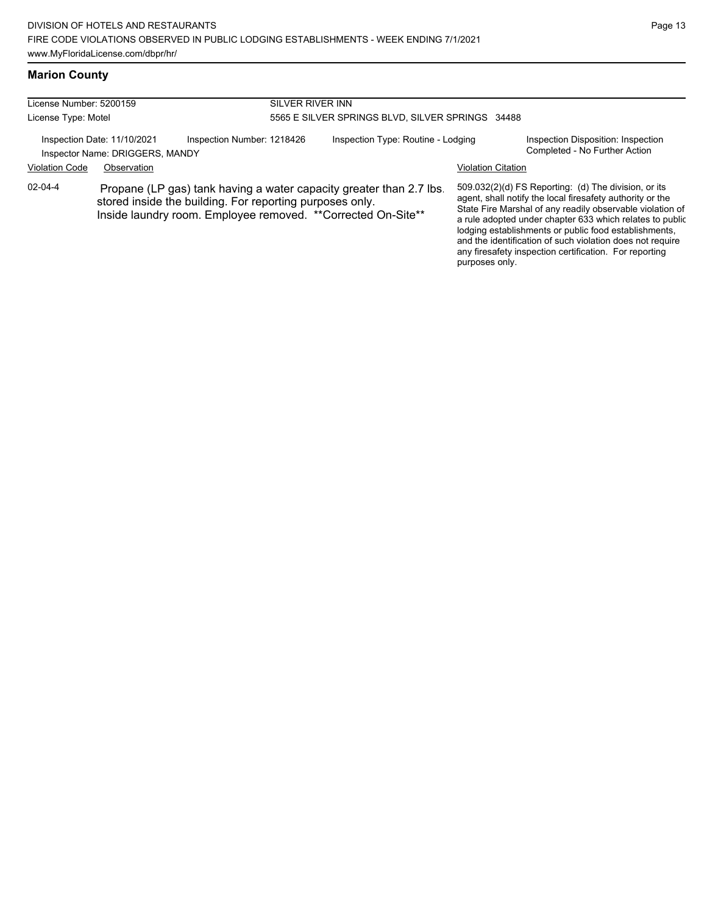## Marion County

| License Number: 5200159 | SILVER RIVER INN |
|---|---|
| License Type: Motel | 5565 E SILVER SPRINGS BLVD, SILVER SPRINGS 34488 |

Inspection Date: 11/10/2021 | Inspection Number: 1218426 | Inspection Type: Routine - Lodging | Inspection Disposition: Inspection Completed - No Further Action

Inspector Name: DRIGGERS, MANDY

| Violation Code | Observation | Violation Citation |
|---|---|---|
| 02-04-4 | Propane (LP gas) tank having a water capacity greater than 2.7 lbs. stored inside the building. For reporting purposes only. Inside laundry room. Employee removed. **Corrected On-Site** | 509.032(2)(d) FS Reporting: (d) The division, or its agent, shall notify the local firesafety authority or the State Fire Marshal of any readily observable violation of a rule adopted under chapter 633 which relates to public lodging establishments or public food establishments, and the identification of such violation does not require any firesafety inspection certification. For reporting purposes only. |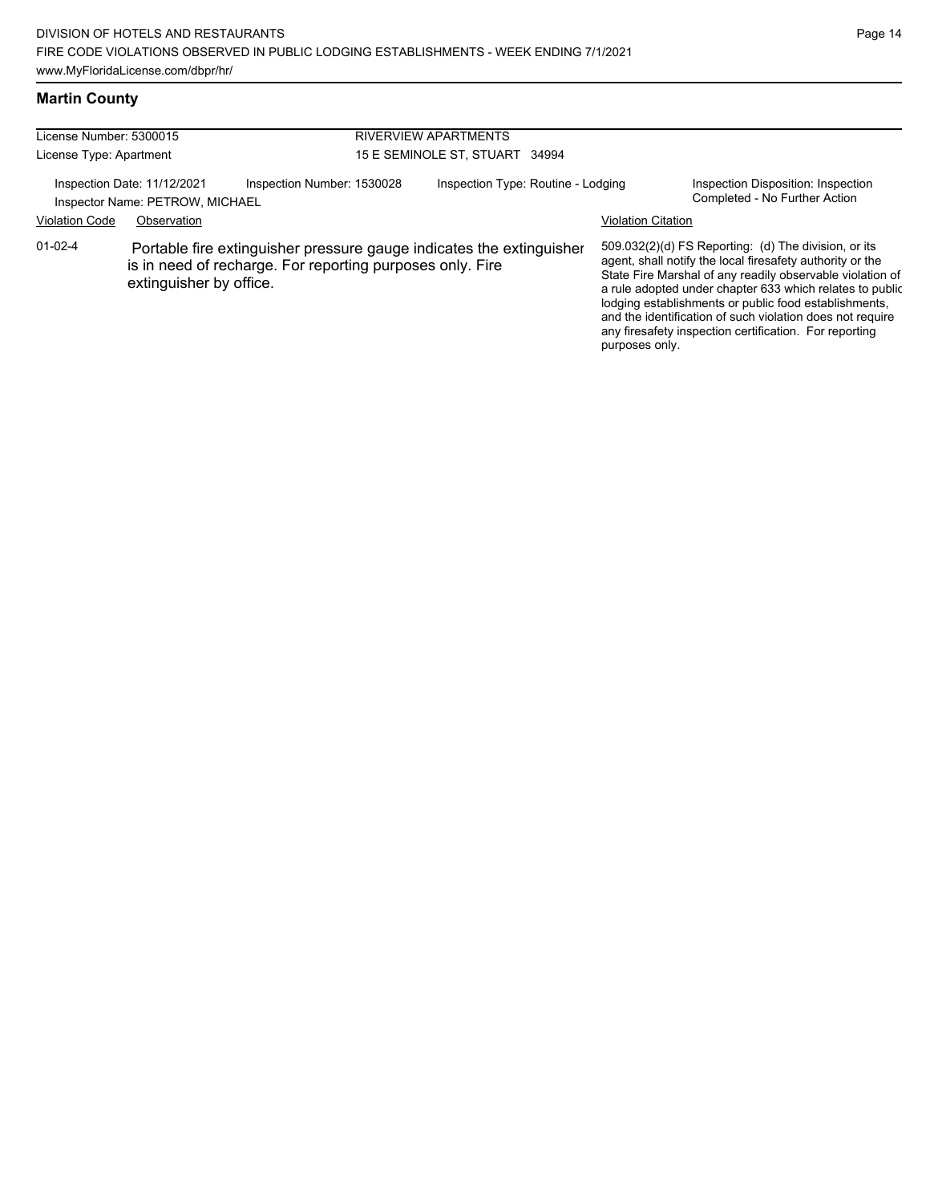## Martin County

| License Number: 5300015 | | RIVERVIEW APARTMENTS | |
|---|---|---|---|
| License Type: Apartment | | 15 E SEMINOLE ST, STUART 34994 | |
| Inspection Date: 11/12/2021 | Inspection Number: 1530028 | Inspection Type: Routine - Lodging | Inspection Disposition: Inspection Completed - No Further Action |
| Inspector Name: PETROW, MICHAEL | | | |

| Violation Code | Observation | Violation Citation |
|---|---|---|
| 01-02-4 | Portable fire extinguisher pressure gauge indicates the extinguisher is in need of recharge. For reporting purposes only. Fire extinguisher by office. | 509.032(2)(d) FS Reporting: (d) The division, or its agent, shall notify the local firesafety authority or the State Fire Marshal of any readily observable violation of a rule adopted under chapter 633 which relates to public lodging establishments or public food establishments, and the identification of such violation does not require any firesafety inspection certification. For reporting purposes only. |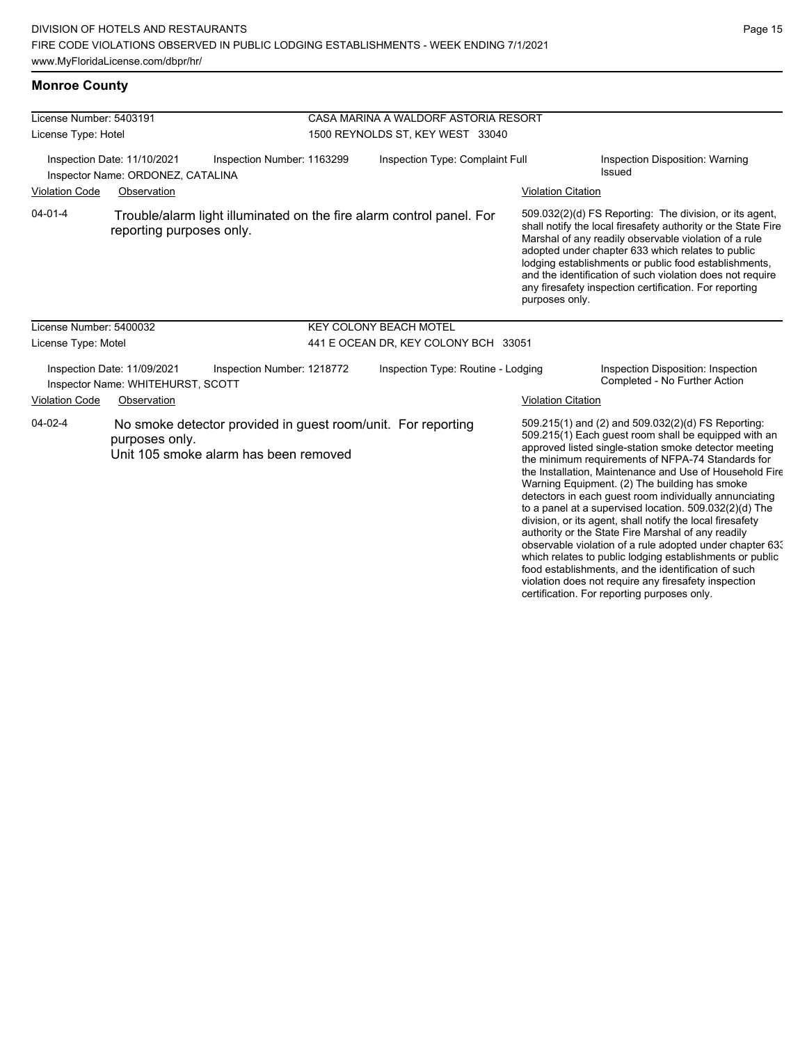## Monroe County

**License Number:** 5403191
**License Type:** Hotel

**CASA MARINA A WALDORF ASTORIA RESORT**
1500 REYNOLDS ST, KEY WEST 33040

Inspection Date: 11/10/2021 | Inspection Number: 1163299 | Inspection Type: Complaint Full | Inspection Disposition: Warning Issued
Inspector Name: ORDONEZ, CATALINA

| Violation Code | Observation | Violation Citation |
|---|---|---|
| 04-01-4 | Trouble/alarm light illuminated on the fire alarm control panel. For reporting purposes only. | 509.032(2)(d) FS Reporting: The division, or its agent, shall notify the local firesafety authority or the State Fire Marshal of any readily observable violation of a rule adopted under chapter 633 which relates to public lodging establishments or public food establishments, and the identification of such violation does not require any firesafety inspection certification. For reporting purposes only. |

**License Number:** 5400032
**License Type:** Motel

**KEY COLONY BEACH MOTEL**
441 E OCEAN DR, KEY COLONY BCH 33051

Inspection Date: 11/09/2021 | Inspection Number: 1218772 | Inspection Type: Routine - Lodging | Inspection Disposition: Inspection Completed - No Further Action
Inspector Name: WHITEHURST, SCOTT

| Violation Code | Observation | Violation Citation |
|---|---|---|
| 04-02-4 | No smoke detector provided in guest room/unit. For reporting purposes only. Unit 105 smoke alarm has been removed | 509.215(1) and (2) and 509.032(2)(d) FS Reporting: 509.215(1) Each guest room shall be equipped with an approved listed single-station smoke detector meeting the minimum requirements of NFPA-74 Standards for the Installation, Maintenance and Use of Household Fire Warning Equipment. (2) The building has smoke detectors in each guest room individually annunciating to a panel at a supervised location. 509.032(2)(d) The division, or its agent, shall notify the local firesafety authority or the State Fire Marshal of any readily observable violation of a rule adopted under chapter 633 which relates to public lodging establishments or public food establishments, and the identification of such violation does not require any firesafety inspection certification. For reporting purposes only. |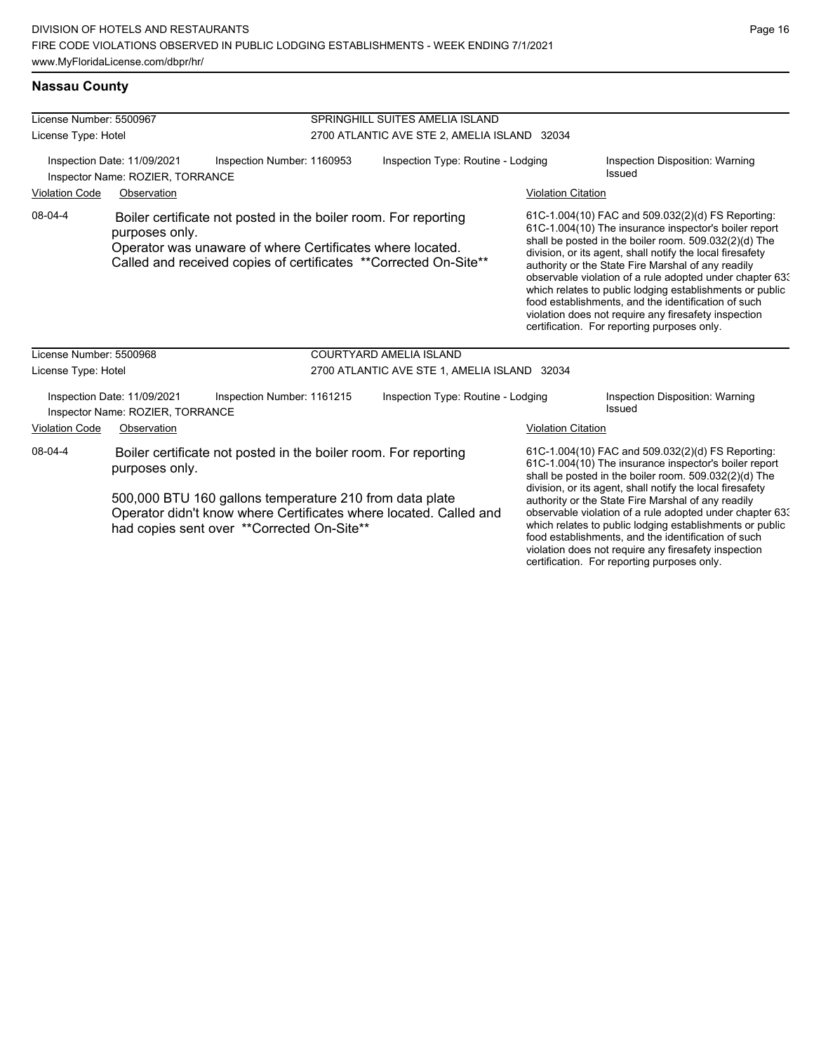## Nassau County

**License Number:** 5500967
**License Type:** Hotel

**SPRINGHILL SUITES AMELIA ISLAND**
2700 ATLANTIC AVE STE 2, AMELIA ISLAND 32034

Inspection Date: 11/09/2021 | Inspection Number: 1160953 | Inspection Type: Routine - Lodging | Inspection Disposition: Warning Issued

Inspector Name: ROZIER, TORRANCE

| Violation Code | Observation | Violation Citation |
|---|---|---|
| 08-04-4 | Boiler certificate not posted in the boiler room. For reporting purposes only. Operator was unaware of where Certificates where located. Called and received copies of certificates **Corrected On-Site** | 61C-1.004(10) FAC and 509.032(2)(d) FS Reporting: 61C-1.004(10) The insurance inspector's boiler report shall be posted in the boiler room. 509.032(2)(d) The division, or its agent, shall notify the local firesafety authority or the State Fire Marshal of any readily observable violation of a rule adopted under chapter 633 which relates to public lodging establishments or public food establishments, and the identification of such violation does not require any firesafety inspection certification. For reporting purposes only. |

**License Number:** 5500968
**License Type:** Hotel

**COURTYARD AMELIA ISLAND**
2700 ATLANTIC AVE STE 1, AMELIA ISLAND 32034

Inspection Date: 11/09/2021 | Inspection Number: 1161215 | Inspection Type: Routine - Lodging | Inspection Disposition: Warning Issued

Inspector Name: ROZIER, TORRANCE

| Violation Code | Observation | Violation Citation |
|---|---|---|
| 08-04-4 | Boiler certificate not posted in the boiler room. For reporting purposes only. 500,000 BTU 160 gallons temperature 210 from data plate Operator didn't know where Certificates where located. Called and had copies sent over **Corrected On-Site** | 61C-1.004(10) FAC and 509.032(2)(d) FS Reporting: 61C-1.004(10) The insurance inspector's boiler report shall be posted in the boiler room. 509.032(2)(d) The division, or its agent, shall notify the local firesafety authority or the State Fire Marshal of any readily observable violation of a rule adopted under chapter 633 which relates to public lodging establishments or public food establishments, and the identification of such violation does not require any firesafety inspection certification. For reporting purposes only. |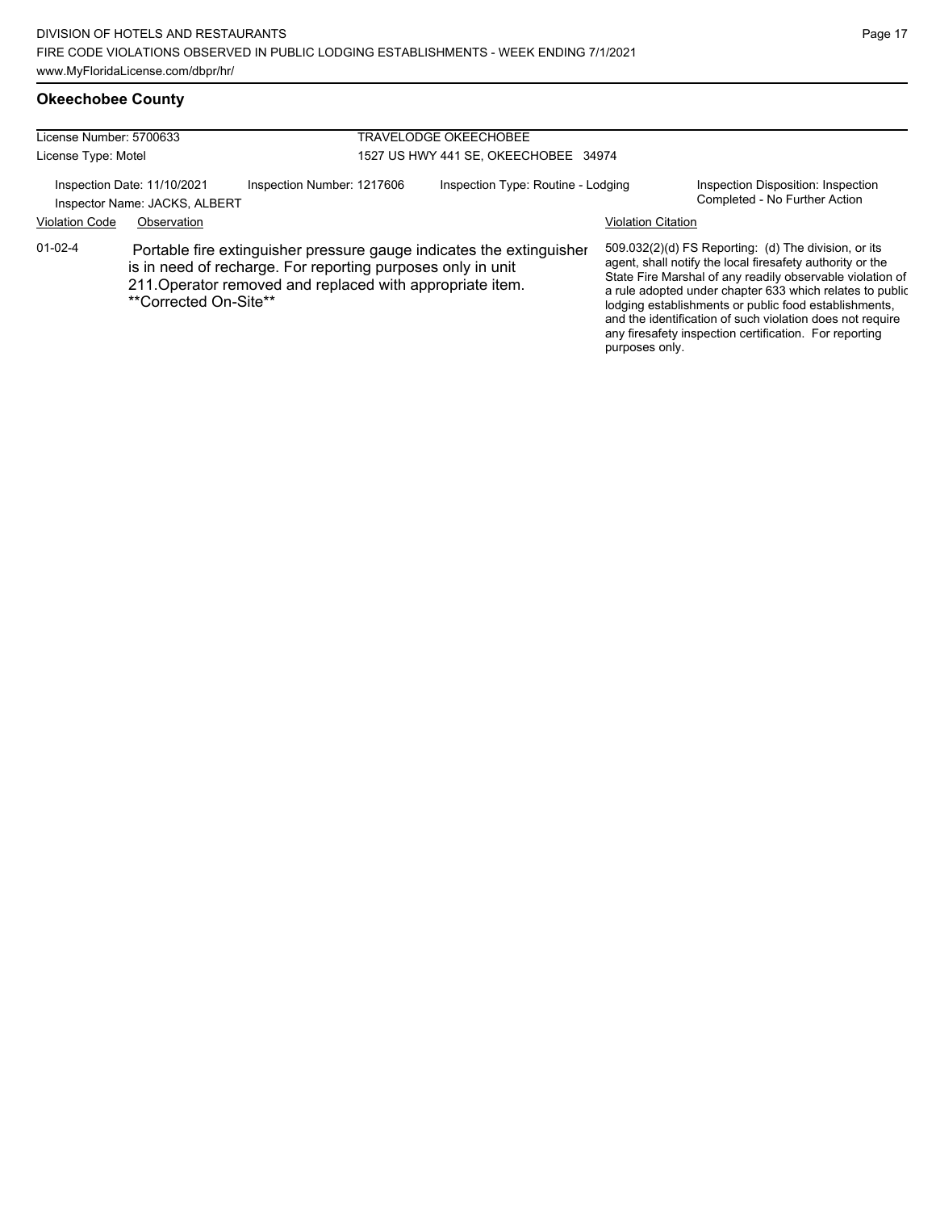## Okeechobee County

| License Number: 5700633 | TRAVELODGE OKEECHOBEE |
|---|---|
| License Type: Motel | 1527 US HWY 441 SE, OKEECHOBEE 34974 |

Inspection Date: 11/10/2021 | Inspection Number: 1217606 | Inspection Type: Routine - Lodging | Inspection Disposition: Inspection Completed - No Further Action

Inspector Name: JACKS, ALBERT

| Violation Code | Observation | Violation Citation |
|---|---|---|
| 01-02-4 | Portable fire extinguisher pressure gauge indicates the extinguisher is in need of recharge. For reporting purposes only in unit 211.Operator removed and replaced with appropriate item. **Corrected On-Site** | 509.032(2)(d) FS Reporting: (d) The division, or its agent, shall notify the local firesafety authority or the State Fire Marshal of any readily observable violation of a rule adopted under chapter 633 which relates to public lodging establishments or public food establishments, and the identification of such violation does not require any firesafety inspection certification. For reporting purposes only. |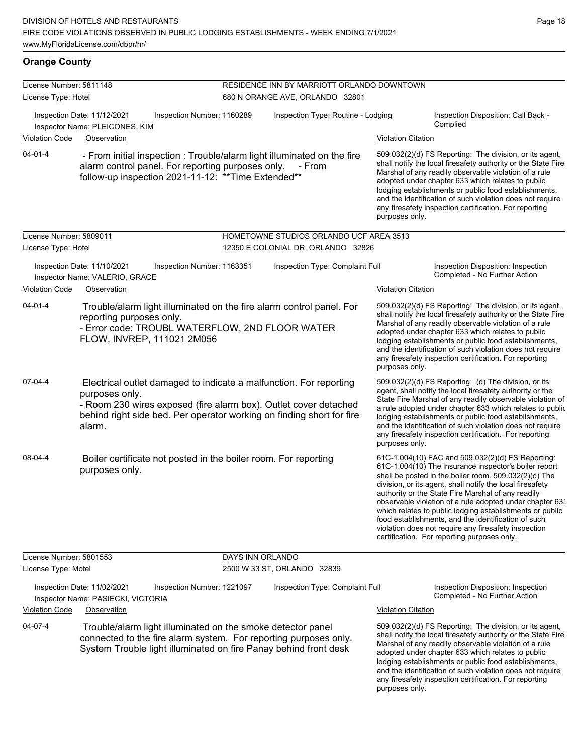## Orange County

**License Number:** 5811148 — **RESIDENCE INN BY MARRIOTT ORLANDO DOWNTOWN**
**License Type:** Hotel — 680 N ORANGE AVE, ORLANDO 32801

Inspection Date: 11/12/2021 | Inspection Number: 1160289 | Inspection Type: Routine - Lodging | Inspection Disposition: Call Back - Complied
Inspector Name: PLEICONES, KIM

| Violation Code | Observation | Violation Citation |
|---|---|---|
| 04-01-4 | - From initial inspection : Trouble/alarm light illuminated on the fire alarm control panel. For reporting purposes only. - From follow-up inspection 2021-11-12: **Time Extended** | 509.032(2)(d) FS Reporting: The division, or its agent, shall notify the local firesafety authority or the State Fire Marshal of any readily observable violation of a rule adopted under chapter 633 which relates to public lodging establishments or public food establishments, and the identification of such violation does not require any firesafety inspection certification. For reporting purposes only. |

**License Number:** 5809011 — **HOMETOWNE STUDIOS ORLANDO UCF AREA 3513**
**License Type:** Hotel — 12350 E COLONIAL DR, ORLANDO 32826

Inspection Date: 11/10/2021 | Inspection Number: 1163351 | Inspection Type: Complaint Full | Inspection Disposition: Inspection Completed - No Further Action
Inspector Name: VALERIO, GRACE

| Violation Code | Observation | Violation Citation |
|---|---|---|
| 04-01-4 | Trouble/alarm light illuminated on the fire alarm control panel. For reporting purposes only. - Error code: TROUBL WATERFLOW, 2ND FLOOR WATER FLOW, INVREP, 111021 2M056 | 509.032(2)(d) FS Reporting: The division, or its agent, shall notify the local firesafety authority or the State Fire Marshal of any readily observable violation of a rule adopted under chapter 633 which relates to public lodging establishments or public food establishments, and the identification of such violation does not require any firesafety inspection certification. For reporting purposes only. |
| 07-04-4 | Electrical outlet damaged to indicate a malfunction. For reporting purposes only. - Room 230 wires exposed (fire alarm box). Outlet cover detached behind right side bed. Per operator working on finding short for fire alarm. | 509.032(2)(d) FS Reporting: (d) The division, or its agent, shall notify the local firesafety authority or the State Fire Marshal of any readily observable violation of a rule adopted under chapter 633 which relates to public lodging establishments or public food establishments, and the identification of such violation does not require any firesafety inspection certification. For reporting purposes only. |
| 08-04-4 | Boiler certificate not posted in the boiler room. For reporting purposes only. | 61C-1.004(10) FAC and 509.032(2)(d) FS Reporting: 61C-1.004(10) The insurance inspector's boiler report shall be posted in the boiler room. 509.032(2)(d) The division, or its agent, shall notify the local firesafety authority or the State Fire Marshal of any readily observable violation of a rule adopted under chapter 633 which relates to public lodging establishments or public food establishments, and the identification of such violation does not require any firesafety inspection certification. For reporting purposes only. |

**License Number:** 5801553 — **DAYS INN ORLANDO**
**License Type:** Motel — 2500 W 33 ST, ORLANDO 32839

Inspection Date: 11/02/2021 | Inspection Number: 1221097 | Inspection Type: Complaint Full | Inspection Disposition: Inspection Completed - No Further Action
Inspector Name: PASIECKI, VICTORIA

| Violation Code | Observation | Violation Citation |
|---|---|---|
| 04-07-4 | Trouble/alarm light illuminated on the smoke detector panel connected to the fire alarm system. For reporting purposes only. System Trouble light illuminated on fire Panay behind front desk | 509.032(2)(d) FS Reporting: The division, or its agent, shall notify the local firesafety authority or the State Fire Marshal of any readily observable violation of a rule adopted under chapter 633 which relates to public lodging establishments or public food establishments, and the identification of such violation does not require any firesafety inspection certification. For reporting purposes only. |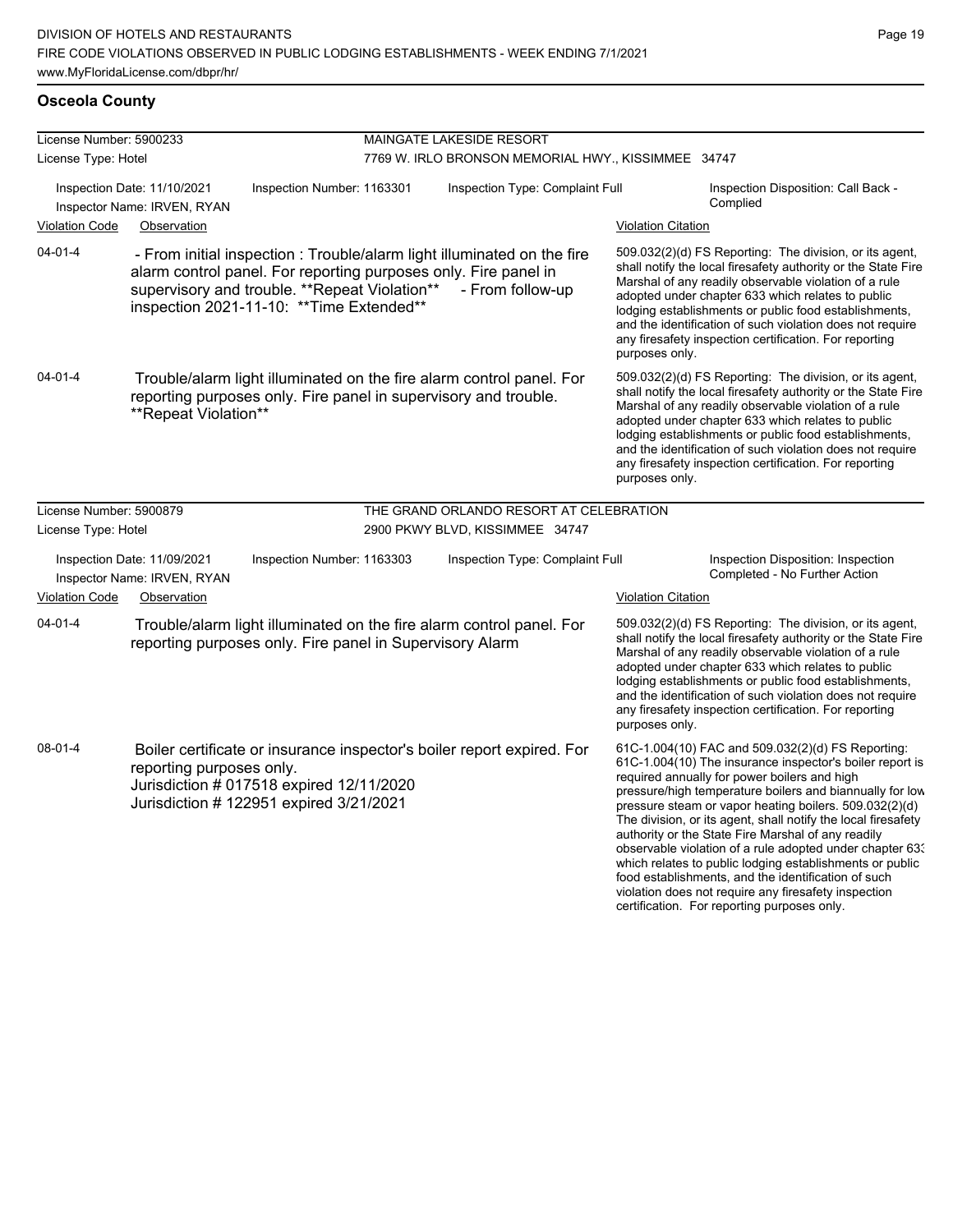## Osceola County

**License Number:** 5900233
**License Type:** Hotel

**MAINGATE LAKESIDE RESORT**
7769 W. IRLO BRONSON MEMORIAL HWY., KISSIMMEE 34747

Inspection Date: 11/10/2021
Inspector Name: IRVEN, RYAN
Inspection Number: 1163301
Inspection Type: Complaint Full
Inspection Disposition: Call Back - Complied

| Violation Code | Observation | Violation Citation |
| --- | --- | --- |
| 04-01-4 | - From initial inspection : Trouble/alarm light illuminated on the fire alarm control panel. For reporting purposes only. Fire panel in supervisory and trouble. **Repeat Violation** - From follow-up inspection 2021-11-10: **Time Extended** | 509.032(2)(d) FS Reporting: The division, or its agent, shall notify the local firesafety authority or the State Fire Marshal of any readily observable violation of a rule adopted under chapter 633 which relates to public lodging establishments or public food establishments, and the identification of such violation does not require any firesafety inspection certification. For reporting purposes only. |
| 04-01-4 | Trouble/alarm light illuminated on the fire alarm control panel. For reporting purposes only. Fire panel in supervisory and trouble. **Repeat Violation** | 509.032(2)(d) FS Reporting: The division, or its agent, shall notify the local firesafety authority or the State Fire Marshal of any readily observable violation of a rule adopted under chapter 633 which relates to public lodging establishments or public food establishments, and the identification of such violation does not require any firesafety inspection certification. For reporting purposes only. |

**License Number:** 5900879
**License Type:** Hotel

**THE GRAND ORLANDO RESORT AT CELEBRATION**
2900 PKWY BLVD, KISSIMMEE 34747

Inspection Date: 11/09/2021
Inspector Name: IRVEN, RYAN
Inspection Number: 1163303
Inspection Type: Complaint Full
Inspection Disposition: Inspection Completed - No Further Action

| Violation Code | Observation | Violation Citation |
| --- | --- | --- |
| 04-01-4 | Trouble/alarm light illuminated on the fire alarm control panel. For reporting purposes only. Fire panel in Supervisory Alarm | 509.032(2)(d) FS Reporting: The division, or its agent, shall notify the local firesafety authority or the State Fire Marshal of any readily observable violation of a rule adopted under chapter 633 which relates to public lodging establishments or public food establishments, and the identification of such violation does not require any firesafety inspection certification. For reporting purposes only. |
| 08-01-4 | Boiler certificate or insurance inspector's boiler report expired. For reporting purposes only.<br>Jurisdiction # 017518 expired 12/11/2020<br>Jurisdiction # 122951 expired 3/21/2021 | 61C-1.004(10) FAC and 509.032(2)(d) FS Reporting: 61C-1.004(10) The insurance inspector's boiler report is required annually for power boilers and high pressure/high temperature boilers and biannually for low pressure steam or vapor heating boilers. 509.032(2)(d) The division, or its agent, shall notify the local firesafety authority or the State Fire Marshal of any readily observable violation of a rule adopted under chapter 633 which relates to public lodging establishments or public food establishments, and the identification of such violation does not require any firesafety inspection certification. For reporting purposes only. |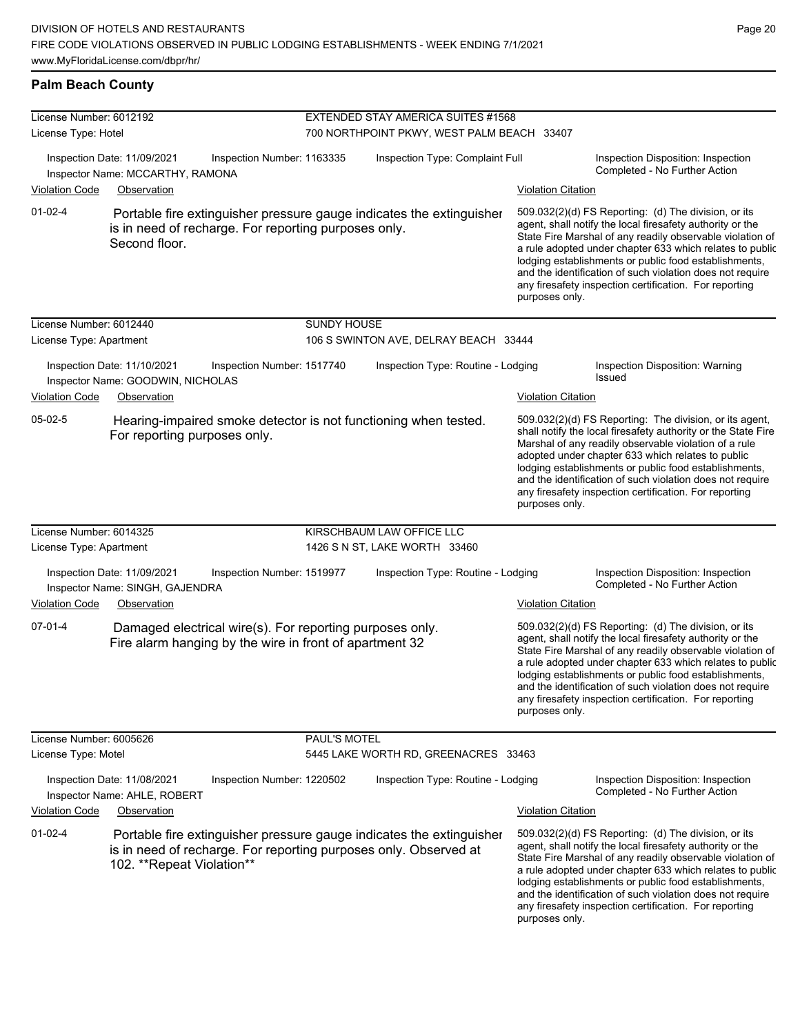## Palm Beach County

**License Number:** 6012192
**License Type:** Hotel
**EXTENDED STAY AMERICA SUITES #1568**
700 NORTHPOINT PKWY, WEST PALM BEACH 33407

Inspection Date: 11/09/2021 | Inspection Number: 1163335 | Inspection Type: Complaint Full | Inspection Disposition: Inspection Completed - No Further Action
Inspector Name: MCCARTHY, RAMONA

| Violation Code | Observation | Violation Citation |
|---|---|---|
| 01-02-4 | Portable fire extinguisher pressure gauge indicates the extinguisher is in need of recharge. For reporting purposes only. Second floor. | 509.032(2)(d) FS Reporting: (d) The division, or its agent, shall notify the local firesafety authority or the State Fire Marshal of any readily observable violation of a rule adopted under chapter 633 which relates to public lodging establishments or public food establishments, and the identification of such violation does not require any firesafety inspection certification. For reporting purposes only. |

**License Number:** 6012440
**License Type:** Apartment
**SUNDY HOUSE**
106 S SWINTON AVE, DELRAY BEACH 33444

Inspection Date: 11/10/2021 | Inspection Number: 1517740 | Inspection Type: Routine - Lodging | Inspection Disposition: Warning Issued
Inspector Name: GOODWIN, NICHOLAS

| Violation Code | Observation | Violation Citation |
|---|---|---|
| 05-02-5 | Hearing-impaired smoke detector is not functioning when tested. For reporting purposes only. | 509.032(2)(d) FS Reporting: The division, or its agent, shall notify the local firesafety authority or the State Fire Marshal of any readily observable violation of a rule adopted under chapter 633 which relates to public lodging establishments or public food establishments, and the identification of such violation does not require any firesafety inspection certification. For reporting purposes only. |

**License Number:** 6014325
**License Type:** Apartment
**KIRSCHBAUM LAW OFFICE LLC**
1426 S N ST, LAKE WORTH 33460

Inspection Date: 11/09/2021 | Inspection Number: 1519977 | Inspection Type: Routine - Lodging | Inspection Disposition: Inspection Completed - No Further Action
Inspector Name: SINGH, GAJENDRA

| Violation Code | Observation | Violation Citation |
|---|---|---|
| 07-01-4 | Damaged electrical wire(s). For reporting purposes only. Fire alarm hanging by the wire in front of apartment 32 | 509.032(2)(d) FS Reporting: (d) The division, or its agent, shall notify the local firesafety authority or the State Fire Marshal of any readily observable violation of a rule adopted under chapter 633 which relates to public lodging establishments or public food establishments, and the identification of such violation does not require any firesafety inspection certification. For reporting purposes only. |

**License Number:** 6005626
**License Type:** Motel
**PAUL'S MOTEL**
5445 LAKE WORTH RD, GREENACRES 33463

Inspection Date: 11/08/2021 | Inspection Number: 1220502 | Inspection Type: Routine - Lodging | Inspection Disposition: Inspection Completed - No Further Action
Inspector Name: AHLE, ROBERT

| Violation Code | Observation | Violation Citation |
|---|---|---|
| 01-02-4 | Portable fire extinguisher pressure gauge indicates the extinguisher is in need of recharge. For reporting purposes only. Observed at 102. **Repeat Violation** | 509.032(2)(d) FS Reporting: (d) The division, or its agent, shall notify the local firesafety authority or the State Fire Marshal of any readily observable violation of a rule adopted under chapter 633 which relates to public lodging establishments or public food establishments, and the identification of such violation does not require any firesafety inspection certification. For reporting purposes only. |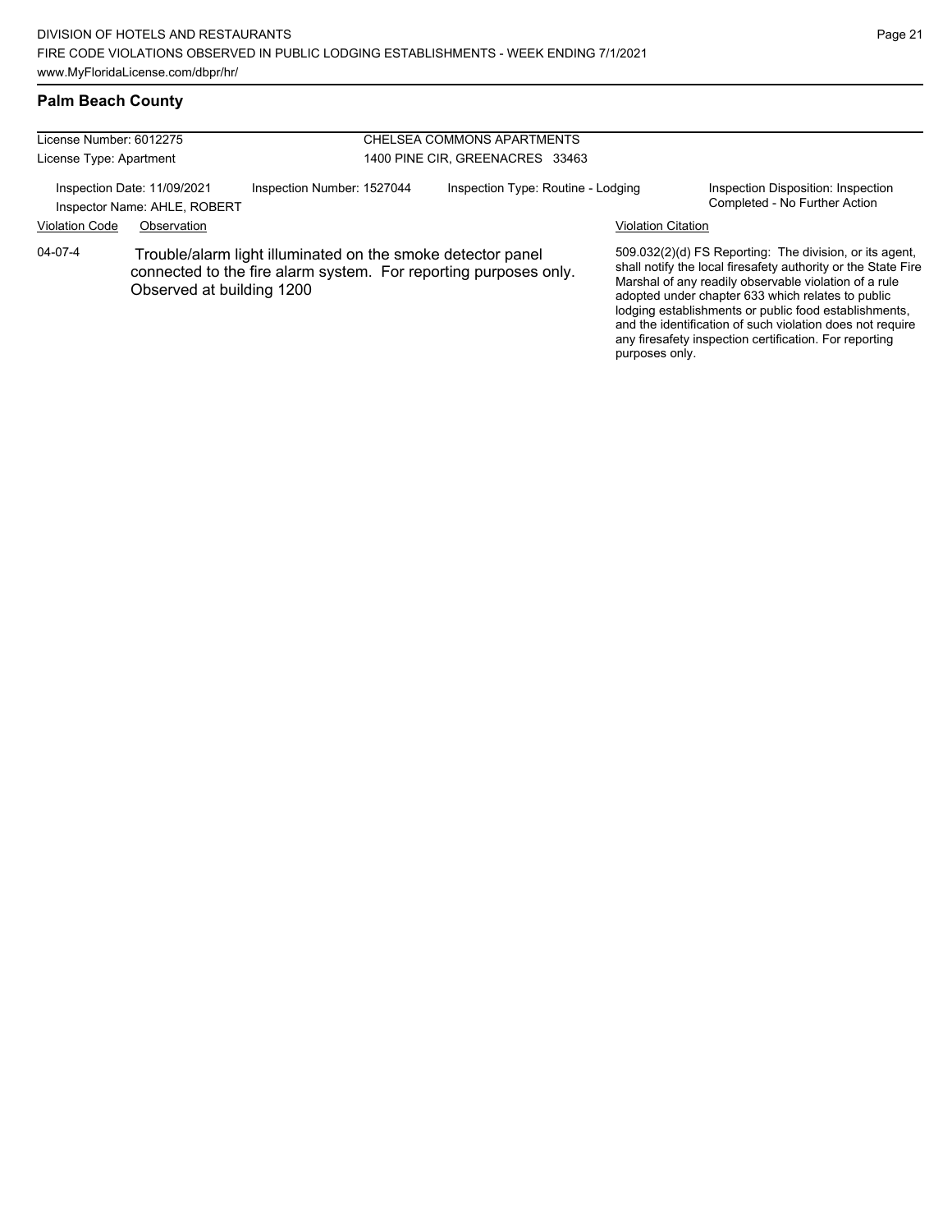## Palm Beach County

License Number: 6012275
License Type: Apartment

CHELSEA COMMONS APARTMENTS
1400 PINE CIR, GREENACRES 33463

Inspection Date: 11/09/2021
Inspector Name: AHLE, ROBERT

Inspection Number: 1527044

Inspection Type: Routine - Lodging

Inspection Disposition: Inspection Completed - No Further Action

| Violation Code | Observation | Violation Citation |
| --- | --- | --- |
| 04-07-4 | Trouble/alarm light illuminated on the smoke detector panel connected to the fire alarm system. For reporting purposes only. Observed at building 1200 | 509.032(2)(d) FS Reporting: The division, or its agent, shall notify the local firesafety authority or the State Fire Marshal of any readily observable violation of a rule adopted under chapter 633 which relates to public lodging establishments or public food establishments, and the identification of such violation does not require any firesafety inspection certification. For reporting purposes only. |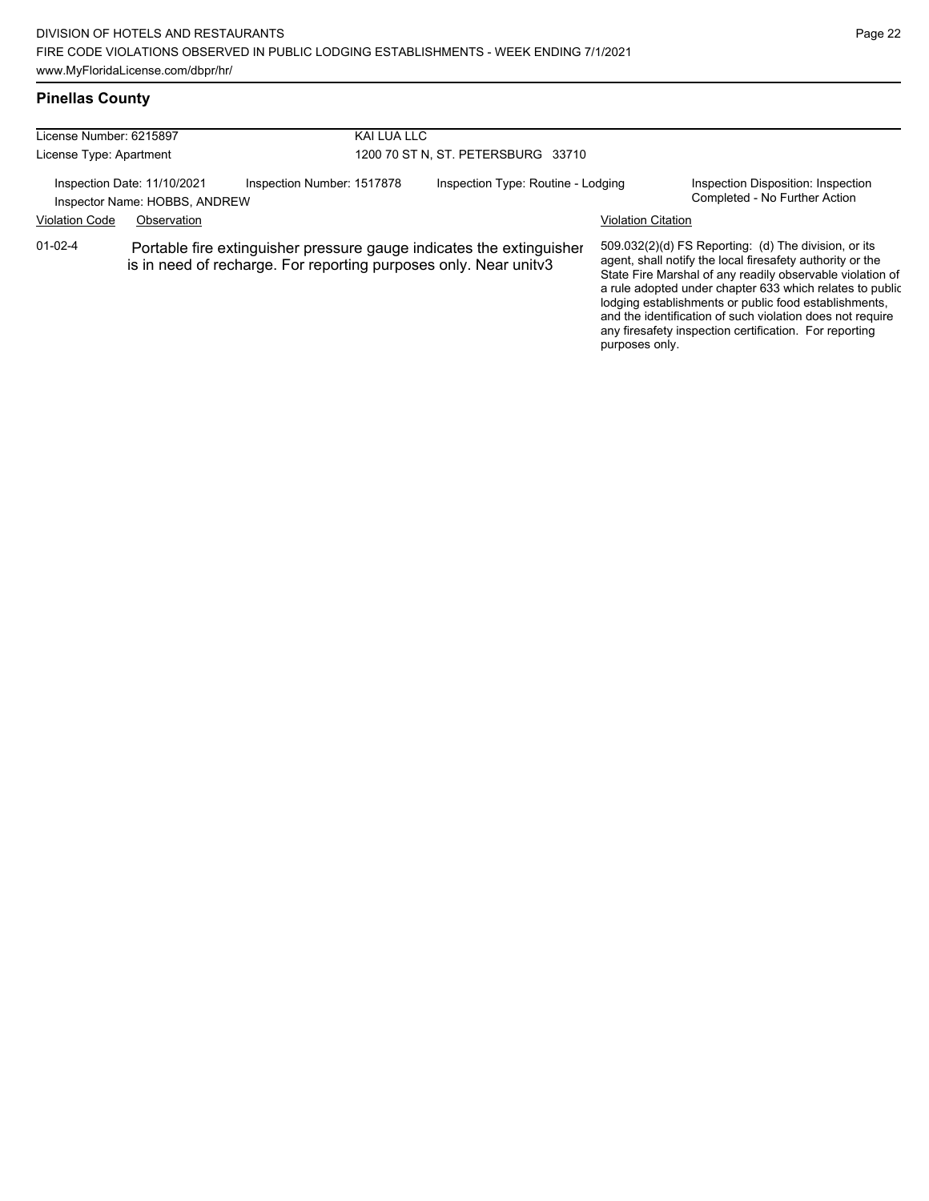## Pinellas County

| License Number: 6215897 | KAI LUA LLC |
|---|---|
| License Type: Apartment | 1200 70 ST N, ST. PETERSBURG 33710 |

| Inspection Date: 11/10/2021 | Inspection Number: 1517878 | Inspection Type: Routine - Lodging | Inspection Disposition: Inspection Completed - No Further Action |
|---|---|---|---|
| Inspector Name: HOBBS, ANDREW | | | |

| Violation Code | Observation | Violation Citation |
|---|---|---|
| 01-02-4 | Portable fire extinguisher pressure gauge indicates the extinguisher is in need of recharge. For reporting purposes only. Near unitv3 | 509.032(2)(d) FS Reporting: (d) The division, or its agent, shall notify the local firesafety authority or the State Fire Marshal of any readily observable violation of a rule adopted under chapter 633 which relates to public lodging establishments or public food establishments, and the identification of such violation does not require any firesafety inspection certification. For reporting purposes only. |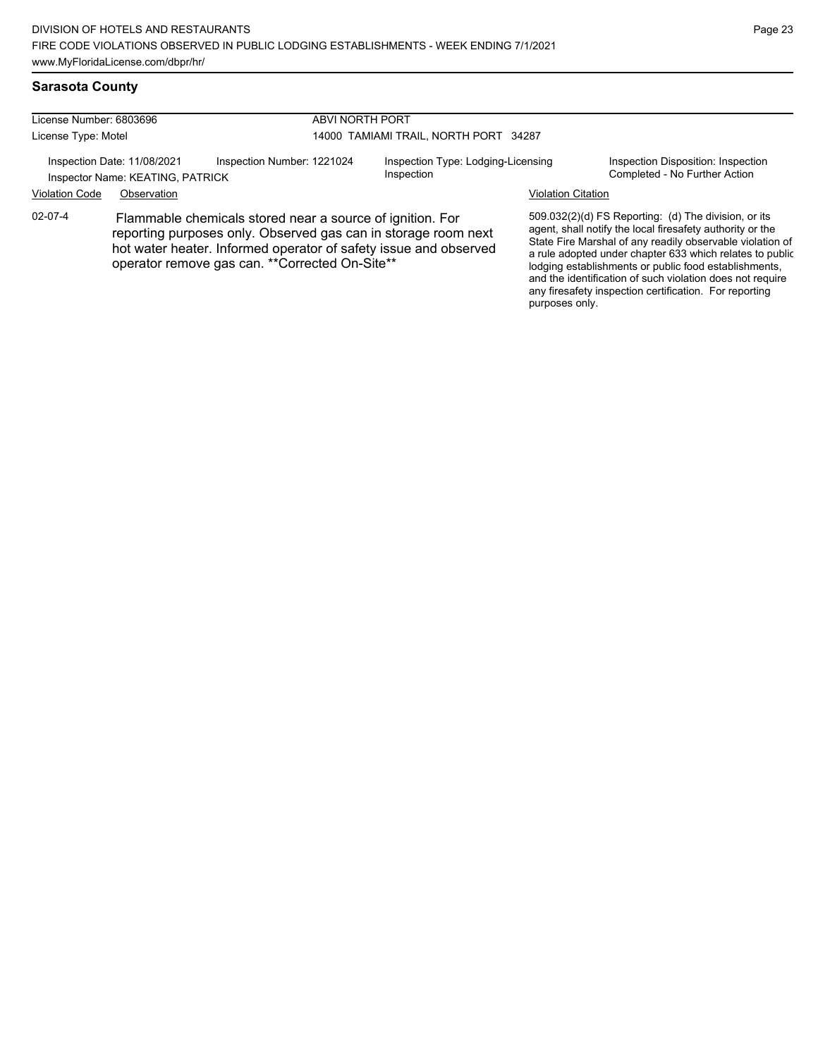## Sarasota County

License Number: 6803696
License Type: Motel

ABVI NORTH PORT
14000 TAMIAMI TRAIL, NORTH PORT 34287

Inspection Date: 11/08/2021
Inspection Number: 1221024
Inspection Type: Lodging-Licensing Inspection
Inspection Disposition: Inspection Completed - No Further Action
Inspector Name: KEATING, PATRICK

| Violation Code | Observation | Violation Citation |
| --- | --- | --- |
| 02-07-4 | Flammable chemicals stored near a source of ignition. For reporting purposes only. Observed gas can in storage room next hot water heater. Informed operator of safety issue and observed operator remove gas can. **Corrected On-Site** | 509.032(2)(d) FS Reporting: (d) The division, or its agent, shall notify the local firesafety authority or the State Fire Marshal of any readily observable violation of a rule adopted under chapter 633 which relates to public lodging establishments or public food establishments, and the identification of such violation does not require any firesafety inspection certification. For reporting purposes only. |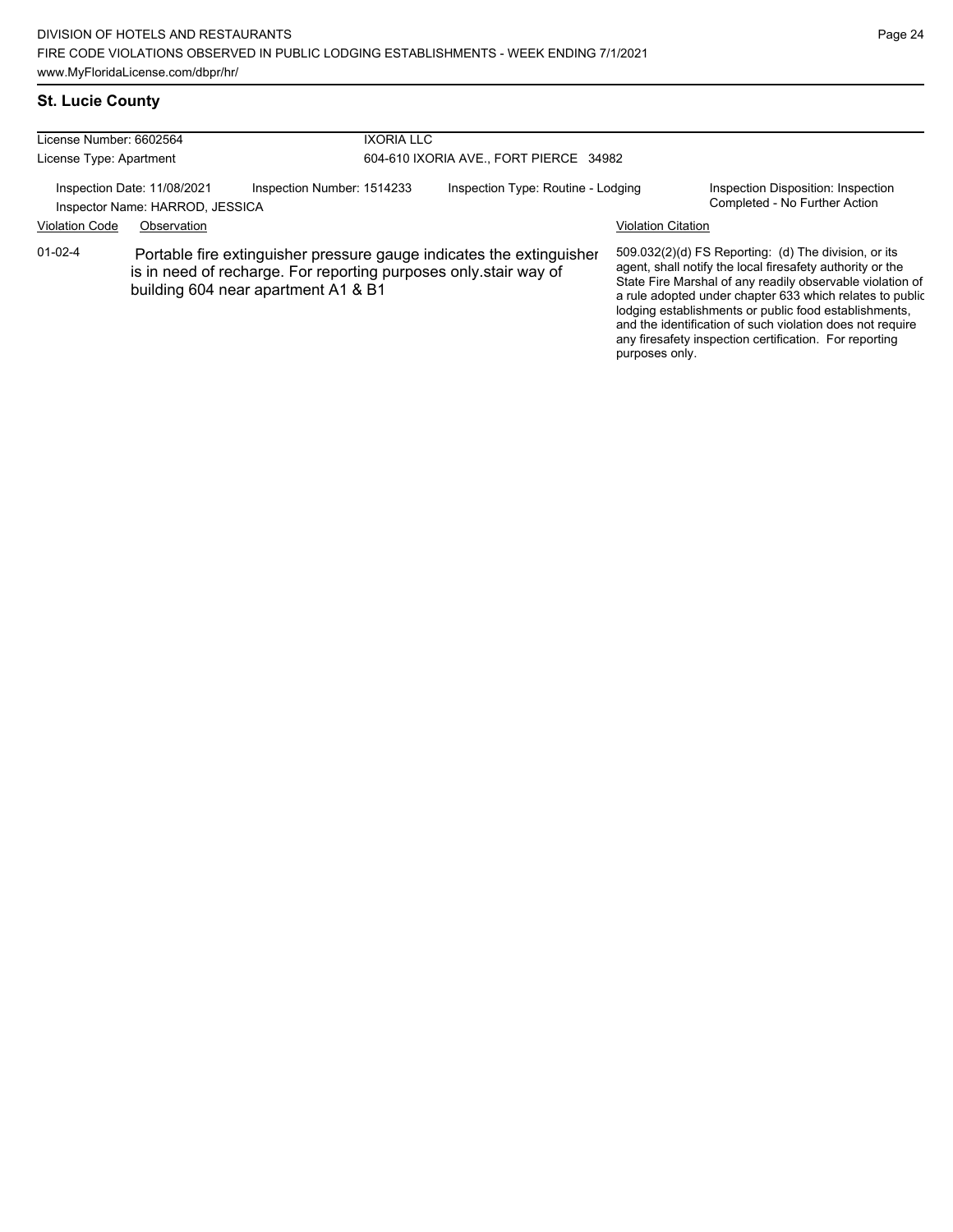## St. Lucie County

License Number: 6602564 — IXORIA LLC

License Type: Apartment — 604-610 IXORIA AVE., FORT PIERCE 34982

Inspection Date: 11/08/2021 | Inspection Number: 1514233 | Inspection Type: Routine - Lodging | Inspection Disposition: Inspection Completed - No Further Action

Inspector Name: HARROD, JESSICA

| Violation Code | Observation | Violation Citation |
| --- | --- | --- |
| 01-02-4 | Portable fire extinguisher pressure gauge indicates the extinguisher is in need of recharge. For reporting purposes only.stair way of building 604 near apartment A1 & B1 | 509.032(2)(d) FS Reporting: (d) The division, or its agent, shall notify the local firesafety authority or the State Fire Marshal of any readily observable violation of a rule adopted under chapter 633 which relates to public lodging establishments or public food establishments, and the identification of such violation does not require any firesafety inspection certification. For reporting purposes only. |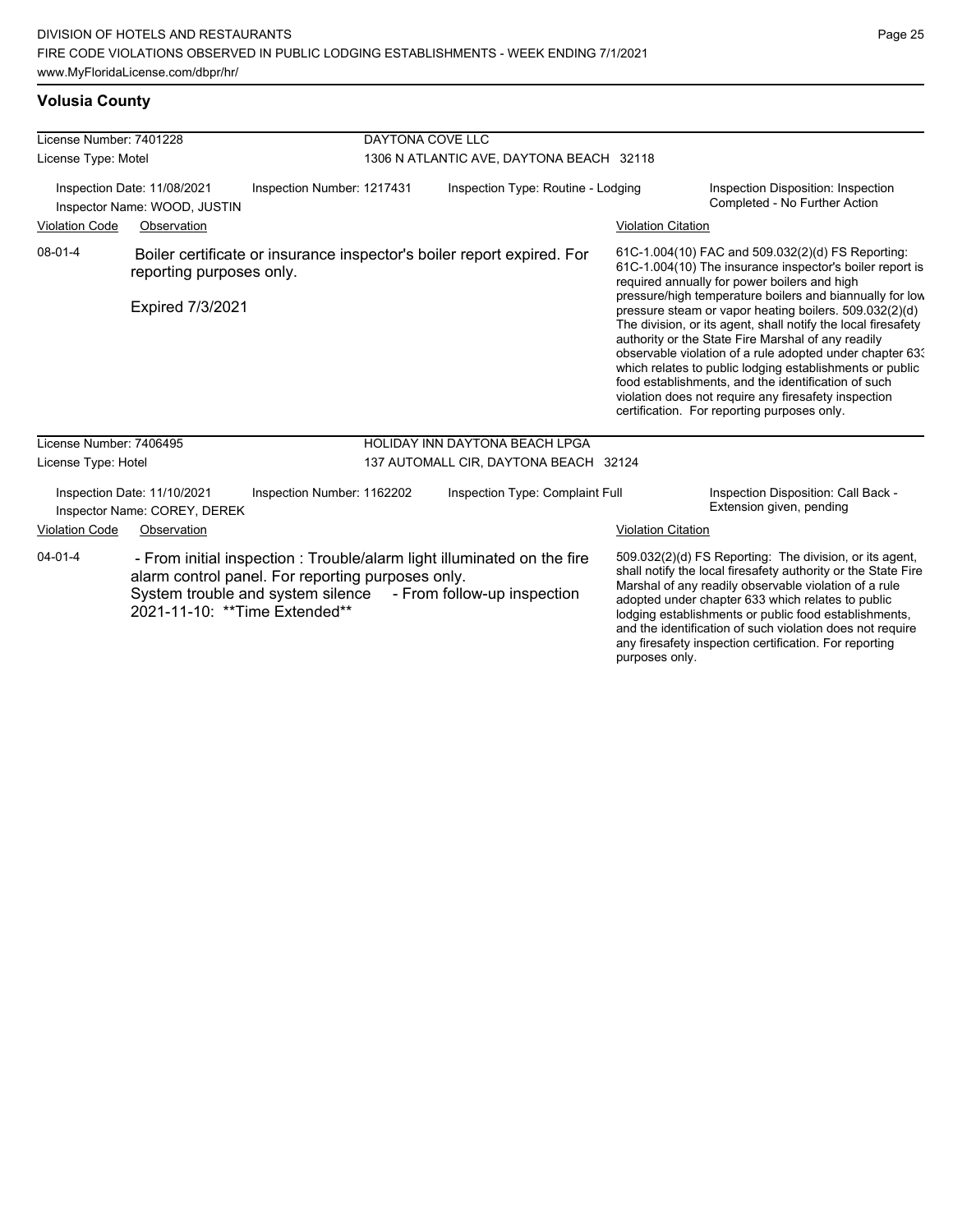## Volusia County

**License Number:** 7401228 — **DAYTONA COVE LLC**
**License Type:** Motel — 1306 N ATLANTIC AVE, DAYTONA BEACH 32118

Inspection Date: 11/08/2021 | Inspection Number: 1217431 | Inspection Type: Routine - Lodging | Inspection Disposition: Inspection Completed - No Further Action
Inspector Name: WOOD, JUSTIN

| Violation Code | Observation | Violation Citation |
| --- | --- | --- |
| 08-01-4 | Boiler certificate or insurance inspector's boiler report expired. For reporting purposes only. Expired 7/3/2021 | 61C-1.004(10) FAC and 509.032(2)(d) FS Reporting: 61C-1.004(10) The insurance inspector's boiler report is required annually for power boilers and high pressure/high temperature boilers and biannually for low pressure steam or vapor heating boilers. 509.032(2)(d) The division, or its agent, shall notify the local firesafety authority or the State Fire Marshal of any readily observable violation of a rule adopted under chapter 633 which relates to public lodging establishments or public food establishments, and the identification of such violation does not require any firesafety inspection certification. For reporting purposes only. |

**License Number:** 7406495 — **HOLIDAY INN DAYTONA BEACH LPGA**
**License Type:** Hotel — 137 AUTOMALL CIR, DAYTONA BEACH 32124

Inspection Date: 11/10/2021 | Inspection Number: 1162202 | Inspection Type: Complaint Full | Inspection Disposition: Call Back - Extension given, pending
Inspector Name: COREY, DEREK

| Violation Code | Observation | Violation Citation |
| --- | --- | --- |
| 04-01-4 | - From initial inspection : Trouble/alarm light illuminated on the fire alarm control panel. For reporting purposes only. System trouble and system silence - From follow-up inspection 2021-11-10: **Time Extended** | 509.032(2)(d) FS Reporting: The division, or its agent, shall notify the local firesafety authority or the State Fire Marshal of any readily observable violation of a rule adopted under chapter 633 which relates to public lodging establishments or public food establishments, and the identification of such violation does not require any firesafety inspection certification. For reporting purposes only. |